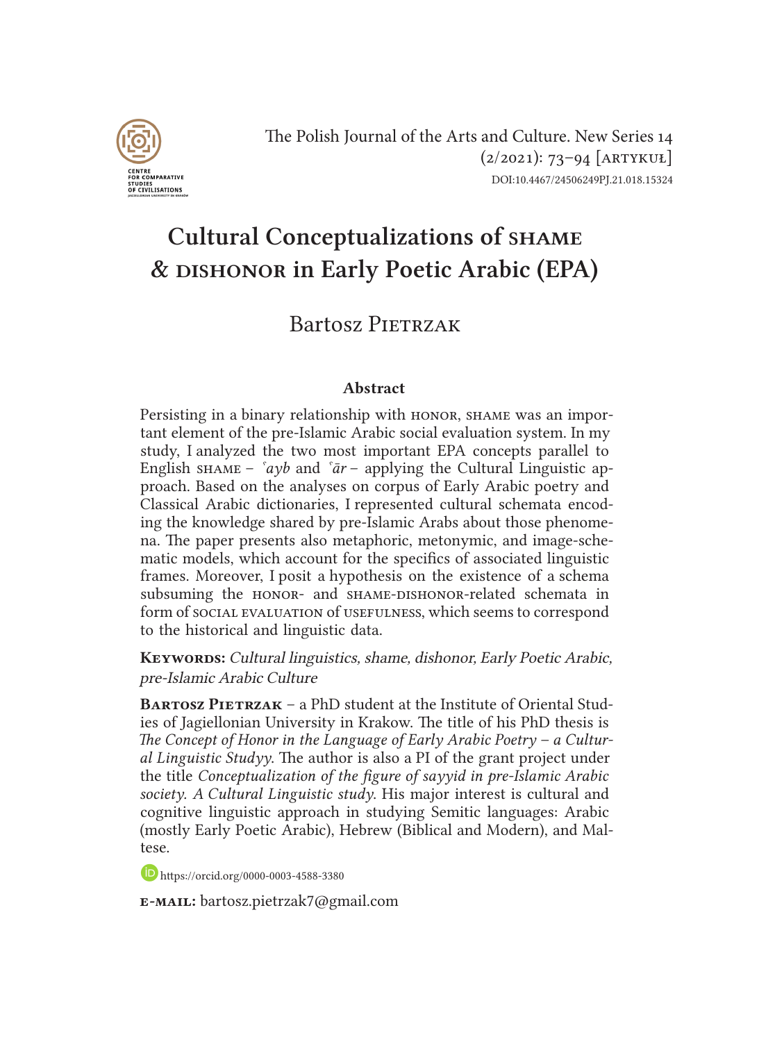# Cultural Conceptualizations of SHAME & DISHONOR in Early Poetic Arabic (EPA)

Bartosz PIETRZAK

### Abstract

Persisting in a binary relationship with HONOR, SHAME was an important element of the pre-Islamic Arabic social evaluation system. In my study, I analyzed the two most important EPA concepts parallel to English SHAME – *ʿayb* and *ʿār* – applying the Cultural Linguistic approach. Based on the analyses on corpus of Early Arabic poetry and Classical Arabic dictionaries, I represented cultural schemata encoding the knowledge shared by pre-Islamic Arabs about those phenomena. The paper presents also metaphoric, metonymic, and image-schematic models, which account for the specifics of associated linguistic frames. Moreover, I posit a hypothesis on the existence of a schema subsuming the HONOR- and SHAME-DISHONOR-related schemata in form of SOCIAL EVALUATION of USEFULNESS, which seems to correspond to the historical and linguistic data.

**KEYWORDS:** *Cultural linguistics, shame, dishonor, Early Poetic Arabic, pre-Islamic Arabic Culture*

**BARTOSZ PIETRZAK** – a PhD student at the Institute of Oriental Studies of Jagiellonian University in Krakow. The title of his PhD thesis is *The Concept of Honor in the Language of Early Arabic Poetry – a Cultural Linguistic Studyy*. The author is also a PI of the grant project under the title *Conceptualization of the figure of sayyid in pre-Islamic Arabic society. A Cultural Linguistic study*. His major interest is cultural and cognitive linguistic approach in studying Semitic languages: Arabic (mostly Early Poetic Arabic), Hebrew (Biblical and Modern), and Maltese.

https://orcid.org/0000-0003-4588-3380

**E-MAIL:** bartosz.pietrzak7@gmail.com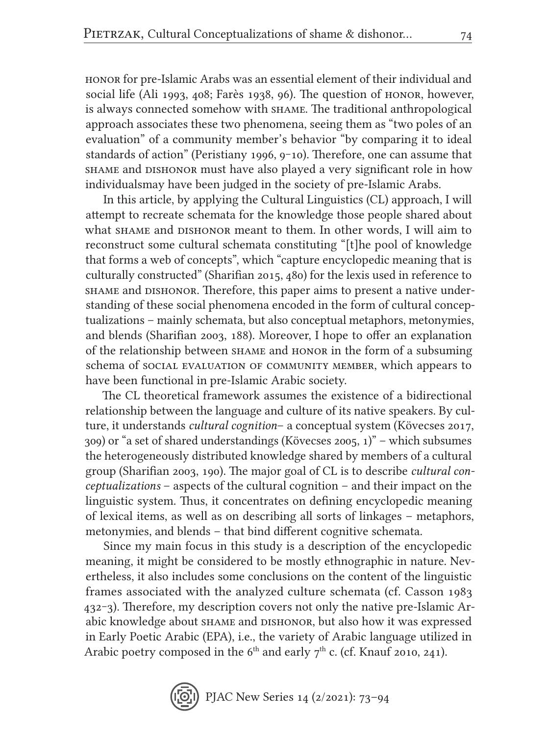HONOR for pre-Islamic Arabs was an essential element of their individual and social life (Ali 1993, 408; Farès 1938, 96). The question of HONOR, however, is always connected somehow with SHAME. The traditional anthropological approach associates these two phenomena, seeing them as "two poles of an evaluation" of a community member's behavior "by comparing it to ideal standards of action" (Peristiany 1996, 9–10). Therefore, one can assume that SHAME and DISHONOR must have also played a very significant role in how individualsmay have been judged in the society of pre-Islamic Arabs.

In this article, by applying the Cultural Linguistics (CL) approach, I will attempt to recreate schemata for the knowledge those people shared about what SHAME and DISHONOR meant to them. In other words, I will aim to reconstruct some cultural schemata constituting "[t]he pool of knowledge that forms a web of concepts", which "capture encyclopedic meaning that is culturally constructed" (Sharifian 2015, 480) for the lexis used in reference to SHAME and DISHONOR. Therefore, this paper aims to present a native understanding of these social phenomena encoded in the form of cultural conceptualizations – mainly schemata, but also conceptual metaphors, metonymies, and blends (Sharifian 2003, 188). Moreover, I hope to offer an explanation of the relationship between SHAME and HONOR in the form of a subsuming schema of SOCIAL EVALUATION OF COMMUNITY MEMBER, which appears to have been functional in pre-Islamic Arabic society.

The CL theoretical framework assumes the existence of a bidirectional relationship between the language and culture of its native speakers. By culture, it understands *cultural cognition*– a conceptual system (Kövecses 2017, 309) or "a set of shared understandings (Kövecses 2005, 1)" – which subsumes the heterogeneously distributed knowledge shared by members of a cultural group (Sharifian 2003, 190). The major goal of CL is to describe *cultural conceptualizations* – aspects of the cultural cognition – and their impact on the linguistic system. Thus, it concentrates on defining encyclopedic meaning of lexical items, as well as on describing all sorts of linkages – metaphors, metonymies, and blends – that bind different cognitive schemata.

Since my main focus in this study is a description of the encyclopedic meaning, it might be considered to be mostly ethnographic in nature. Nevertheless, it also includes some conclusions on the content of the linguistic frames associated with the analyzed culture schemata (cf. Casson 1983 432–3). Therefore, my description covers not only the native pre-Islamic Arabic knowledge about SHAME and DISHONOR, but also how it was expressed in Early Poetic Arabic (EPA), i.e., the variety of Arabic language utilized in Arabic poetry composed in the 6th and early 7th c. (cf. Knauf 2010, 241).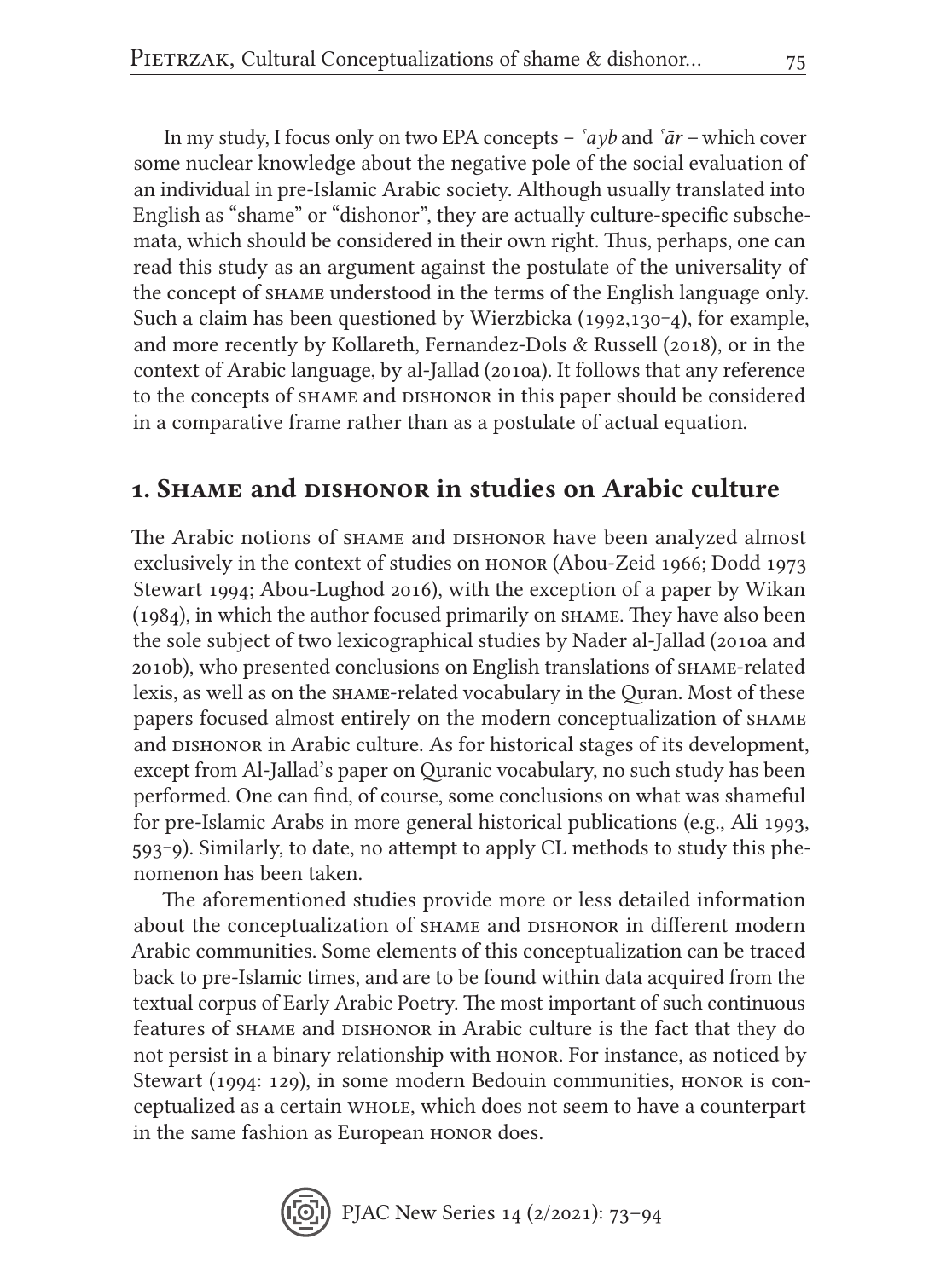In my study, I focus only on two EPA concepts – *ʿayb* and *ʿār* – which cover some nuclear knowledge about the negative pole of the social evaluation of an individual in pre-Islamic Arabic society. Although usually translated into English as "shame" or "dishonor", they are actually culture-specific subschemata, which should be considered in their own right. Thus, perhaps, one can read this study as an argument against the postulate of the universality of the concept of SHAME understood in the terms of the English language only. Such a claim has been questioned by Wierzbicka (1992,130–4), for example, and more recently by Kollareth, Fernandez-Dols & Russell (2018), or in the context of Arabic language, by al-Jallad (2010a). It follows that any reference to the concepts of SHAME and DISHONOR in this paper should be considered in a comparative frame rather than as a postulate of actual equation.

## 1. SHAME and DISHONOR in studies on Arabic culture

The Arabic notions of SHAME and DISHONOR have been analyzed almost exclusively in the context of studies on HONOR (Abou-Zeid 1966; Dodd 1973 Stewart 1994; Abou-Lughod 2016), with the exception of a paper by Wikan (1984), in which the author focused primarily on SHAME. They have also been the sole subject of two lexicographical studies by Nader al-Jallad (2010a and 2010b), who presented conclusions on English translations of SHAME-related lexis, as well as on the SHAME-related vocabulary in the Quran. Most of these papers focused almost entirely on the modern conceptualization of SHAME and DISHONOR in Arabic culture. As for historical stages of its development, except from Al-Jallad's paper on Quranic vocabulary, no such study has been performed. One can find, of course, some conclusions on what was shameful for pre-Islamic Arabs in more general historical publications (e.g., Ali 1993, 593–9). Similarly, to date, no attempt to apply CL methods to study this phenomenon has been taken.

The aforementioned studies provide more or less detailed information about the conceptualization of SHAME and DISHONOR in different modern Arabic communities. Some elements of this conceptualization can be traced back to pre-Islamic times, and are to be found within data acquired from the textual corpus of Early Arabic Poetry. The most important of such continuous features of SHAME and DISHONOR in Arabic culture is the fact that they do not persist in a binary relationship with HONOR. For instance, as noticed by Stewart (1994: 129), in some modern Bedouin communities, HONOR is conceptualized as a certain WHOLE, which does not seem to have a counterpart in the same fashion as European HONOR does.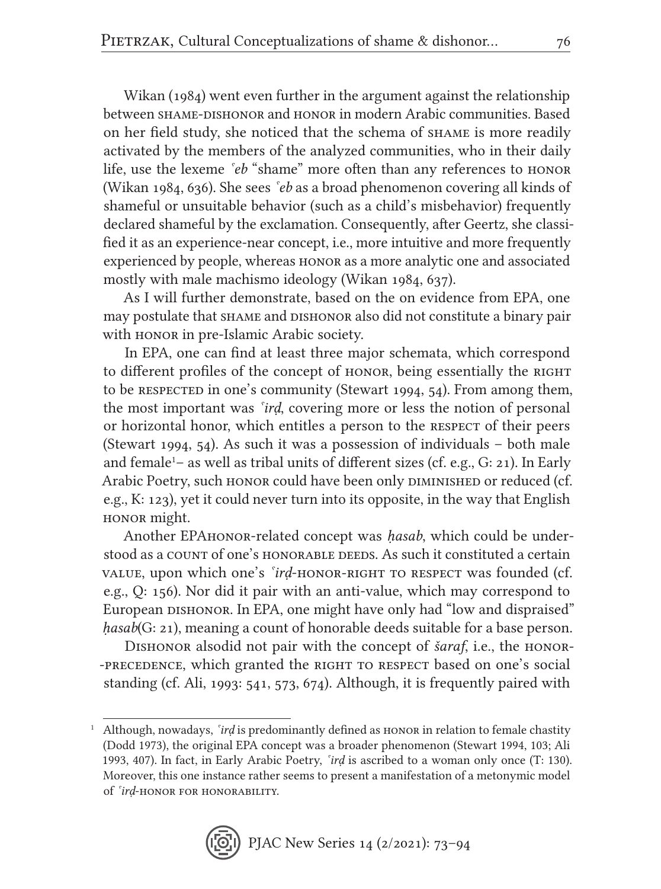Wikan (1984) went even further in the argument against the relationship between SHAME-DISHONOR and HONOR in modern Arabic communities. Based on her field study, she noticed that the schema of SHAME is more readily activated by the members of the analyzed communities, who in their daily life, use the lexeme *ʿeb* "shame" more often than any references to HONOR (Wikan 1984, 636). She sees *ʿeb* as a broad phenomenon covering all kinds of shameful or unsuitable behavior (such as a child's misbehavior) frequently declared shameful by the exclamation. Consequently, after Geertz, she classified it as an experience-near concept, i.e., more intuitive and more frequently experienced by people, whereas HONOR as a more analytic one and associated mostly with male machismo ideology (Wikan 1984, 637).

As I will further demonstrate, based on the on evidence from EPA, one may postulate that SHAME and DISHONOR also did not constitute a binary pair with HONOR in pre-Islamic Arabic society.

In EPA, one can find at least three major schemata, which correspond to different profiles of the concept of HONOR, being essentially the RIGHT to be RESPECTED in one's community (Stewart 1994, 54). From among them, the most important was *ʿirḍ*, covering more or less the notion of personal or horizontal honor, which entitles a person to the RESPECT of their peers (Stewart 1994, 54). As such it was a possession of individuals – both male and female[1]– as well as tribal units of different sizes (cf. e.g., G: 21). In Early Arabic Poetry, such HONOR could have been only DIMINISHED or reduced (cf. e.g., K: 123), yet it could never turn into its opposite, in the way that English HONOR might.

Another EPAHONOR-related concept was *ḥasab*, which could be understood as a COUNT of one's HONORABLE DEEDS. As such it constituted a certain VALUE, upon which one's *ʿirḍ*-HONOR-RIGHT TO RESPECT was founded (cf. e.g., Q: 156). Nor did it pair with an anti-value, which may correspond to European DISHONOR. In EPA, one might have only had "low and dispraised" *ḥasab*(G: 21), meaning a count of honorable deeds suitable for a base person.

DISHONOR alsodid not pair with the concept of *šaraf*, i.e., the HONOR-PRECEDENCE, which granted the RIGHT TO RESPECT based on one's social standing (cf. Ali, 1993: 541, 573, 674). Although, it is frequently paired with

---

[1] Although, nowadays, *ʿirḍ* is predominantly defined as HONOR in relation to female chastity (Dodd 1973), the original EPA concept was a broader phenomenon (Stewart 1994, 103; Ali 1993, 407). In fact, in Early Arabic Poetry, *ʿirḍ* is ascribed to a woman only once (T: 130). Moreover, this one instance rather seems to present a manifestation of a metonymic model of *ʿirḍ*-HONOR FOR HONORABILITY.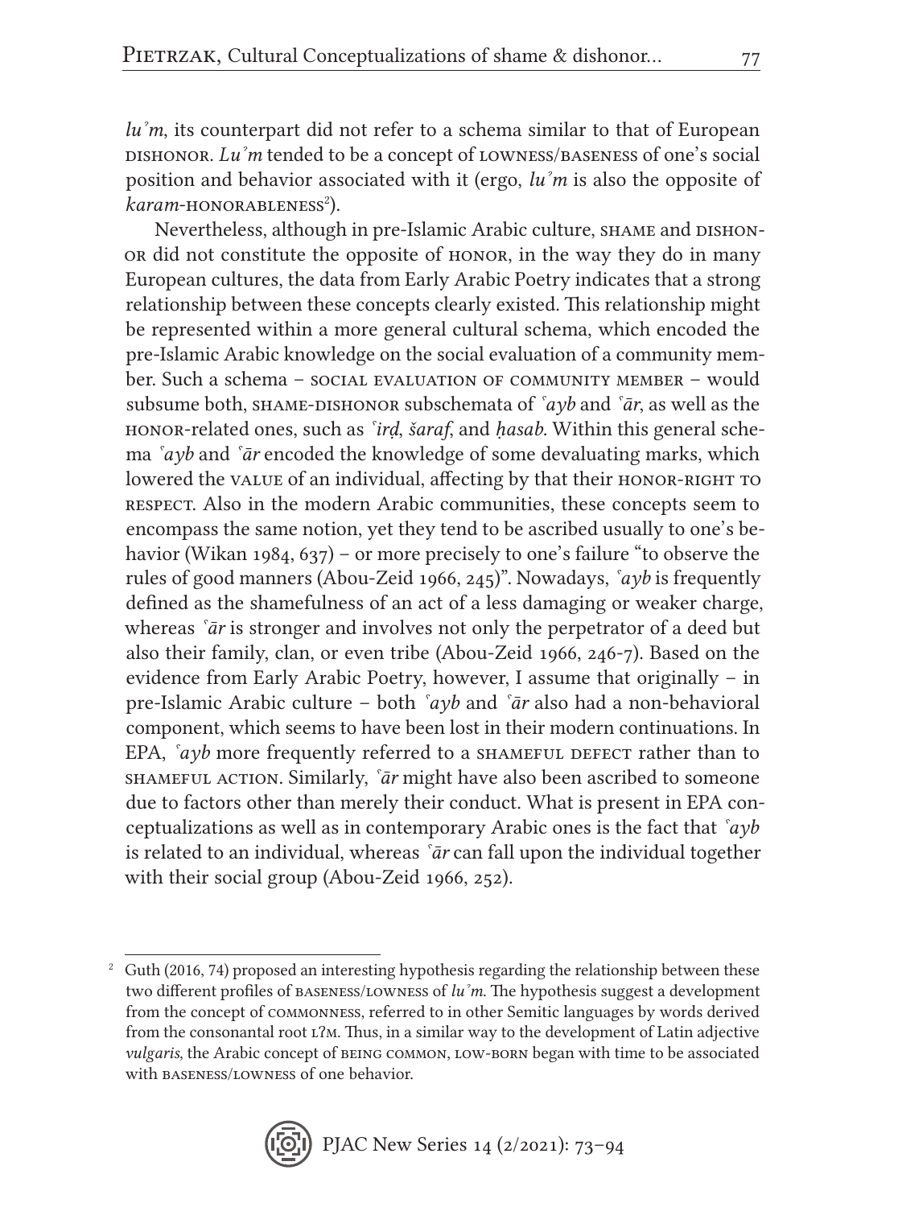*luʾm*, its counterpart did not refer to a schema similar to that of European DISHONOR. *Luʾm* tended to be a concept of LOWNESS/BASENESS of one's social position and behavior associated with it (ergo, *luʾm* is also the opposite of *karam*-HONORABLENESS[2]).

Nevertheless, although in pre-Islamic Arabic culture, SHAME and DISHONOR did not constitute the opposite of HONOR, in the way they do in many European cultures, the data from Early Arabic Poetry indicates that a strong relationship between these concepts clearly existed. This relationship might be represented within a more general cultural schema, which encoded the pre-Islamic Arabic knowledge on the social evaluation of a community member. Such a schema – SOCIAL EVALUATION OF COMMUNITY MEMBER – would subsume both, SHAME-DISHONOR subschemata of *ʿayb* and *ʿār*, as well as the HONOR-related ones, such as *ʿirḍ*, *šaraf*, and *ḥasab*. Within this general schema *ʿayb* and *ʿār* encoded the knowledge of some devaluating marks, which lowered the VALUE of an individual, affecting by that their HONOR-RIGHT TO RESPECT. Also in the modern Arabic communities, these concepts seem to encompass the same notion, yet they tend to be ascribed usually to one's behavior (Wikan 1984, 637) – or more precisely to one's failure "to observe the rules of good manners (Abou-Zeid 1966, 245)". Nowadays, *ʿayb* is frequently defined as the shamefulness of an act of a less damaging or weaker charge, whereas *ʿār* is stronger and involves not only the perpetrator of a deed but also their family, clan, or even tribe (Abou-Zeid 1966, 246-7). Based on the evidence from Early Arabic Poetry, however, I assume that originally – in pre-Islamic Arabic culture – both *ʿayb* and *ʿār* also had a non-behavioral component, which seems to have been lost in their modern continuations. In EPA, *ʿayb* more frequently referred to a SHAMEFUL DEFECT rather than to SHAMEFUL ACTION. Similarly, *ʿār* might have also been ascribed to someone due to factors other than merely their conduct. What is present in EPA conceptualizations as well as in contemporary Arabic ones is the fact that *ʿayb* is related to an individual, whereas *ʿār* can fall upon the individual together with their social group (Abou-Zeid 1966, 252).

---

[2] Guth (2016, 74) proposed an interesting hypothesis regarding the relationship between these two different profiles of BASENESS/LOWNESS of *luʾm*. The hypothesis suggest a development from the concept of COMMONNESS, referred to in other Semitic languages by words derived from the consonantal root LʔM. Thus, in a similar way to the development of Latin adjective *vulgaris*, the Arabic concept of BEING COMMON, LOW-BORN began with time to be associated with BASENESS/LOWNESS of one behavior.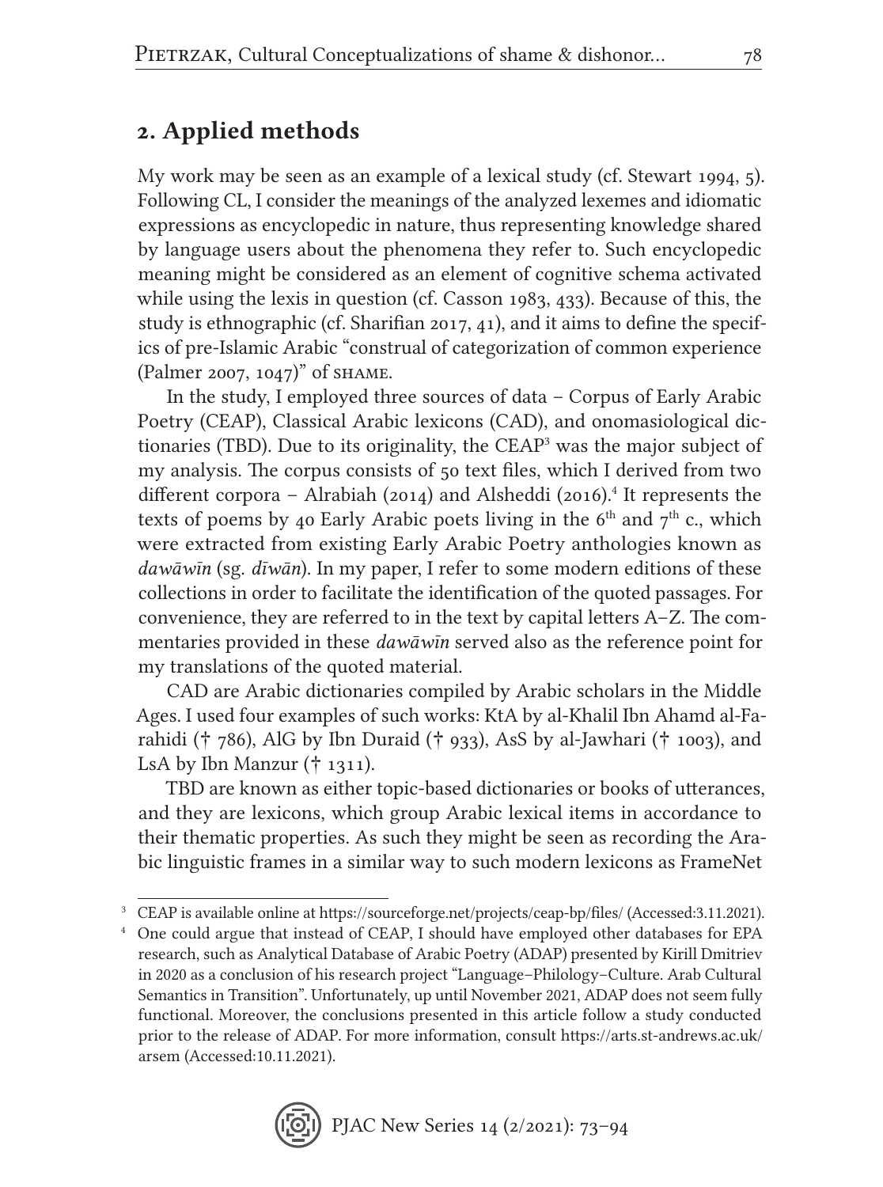## 2. Applied methods

My work may be seen as an example of a lexical study (cf. Stewart 1994, 5). Following CL, I consider the meanings of the analyzed lexemes and idiomatic expressions as encyclopedic in nature, thus representing knowledge shared by language users about the phenomena they refer to. Such encyclopedic meaning might be considered as an element of cognitive schema activated while using the lexis in question (cf. Casson 1983, 433). Because of this, the study is ethnographic (cf. Sharifian 2017, 41), and it aims to define the specifics of pre-Islamic Arabic "construal of categorization of common experience (Palmer 2007, 1047)" of SHAME.

In the study, I employed three sources of data – Corpus of Early Arabic Poetry (CEAP), Classical Arabic lexicons (CAD), and onomasiological dictionaries (TBD). Due to its originality, the CEAP[3] was the major subject of my analysis. The corpus consists of 50 text files, which I derived from two different corpora – Alrabiah (2014) and Alsheddi (2016).[4] It represents the texts of poems by 40 Early Arabic poets living in the 6th and 7th c., which were extracted from existing Early Arabic Poetry anthologies known as *dawāwīn* (sg. *dīwān*). In my paper, I refer to some modern editions of these collections in order to facilitate the identification of the quoted passages. For convenience, they are referred to in the text by capital letters A–Z. The commentaries provided in these *dawāwīn* served also as the reference point for my translations of the quoted material.

CAD are Arabic dictionaries compiled by Arabic scholars in the Middle Ages. I used four examples of such works: KtA by al-Khalil Ibn Ahamd al-Farahidi († 786), AlG by Ibn Duraid († 933), AsS by al-Jawhari († 1003), and LsA by Ibn Manzur († 1311).

TBD are known as either topic-based dictionaries or books of utterances, and they are lexicons, which group Arabic lexical items in accordance to their thematic properties. As such they might be seen as recording the Arabic linguistic frames in a similar way to such modern lexicons as FrameNet

---

[3] CEAP is available online at https://sourceforge.net/projects/ceap-bp/files/ (Accessed:3.11.2021).

[4] One could argue that instead of CEAP, I should have employed other databases for EPA research, such as Analytical Database of Arabic Poetry (ADAP) presented by Kirill Dmitriev in 2020 as a conclusion of his research project "Language–Philology–Culture. Arab Cultural Semantics in Transition". Unfortunately, up until November 2021, ADAP does not seem fully functional. Moreover, the conclusions presented in this article follow a study conducted prior to the release of ADAP. For more information, consult https://arts.st-andrews.ac.uk/arsem (Accessed:10.11.2021).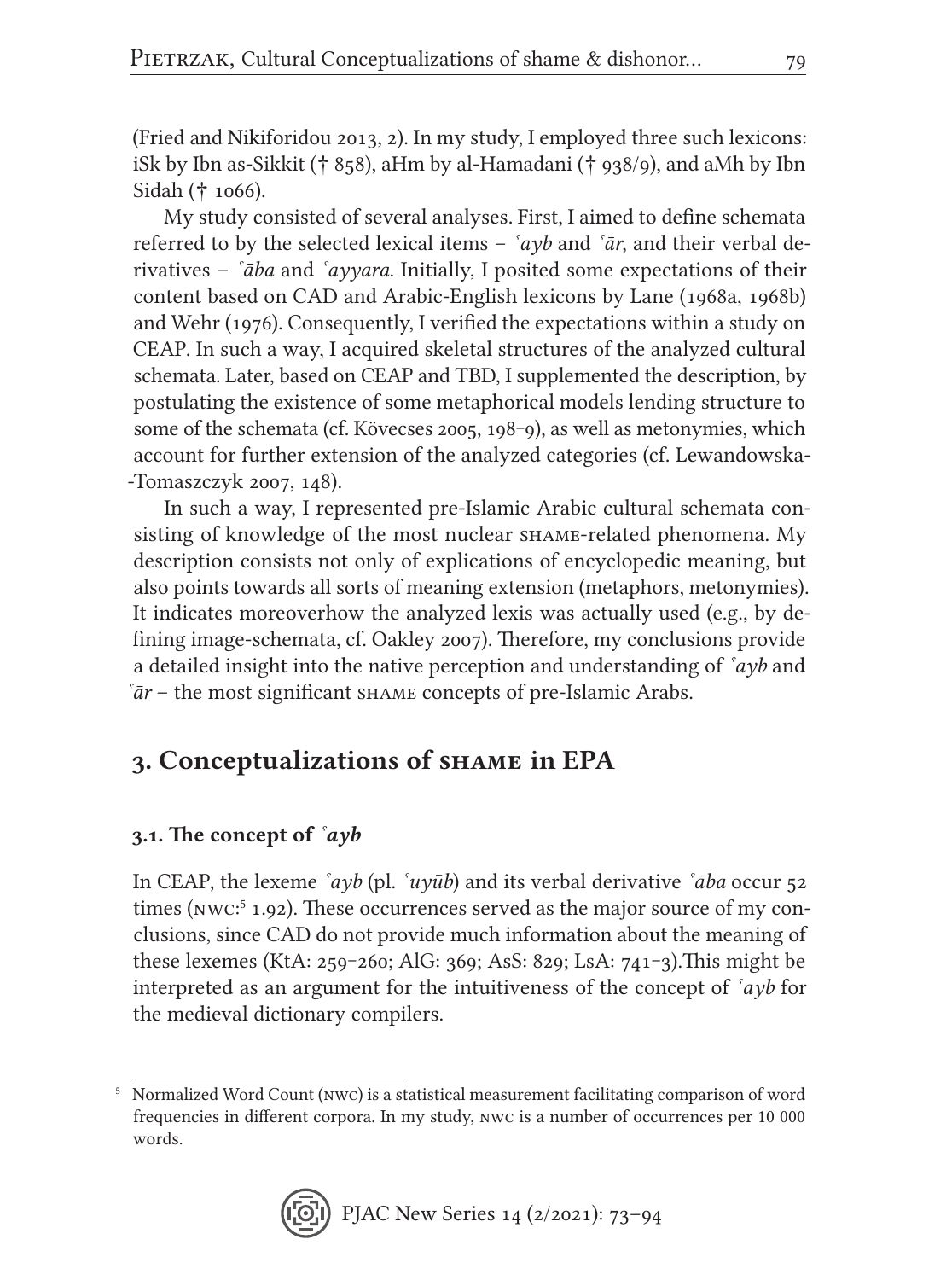(Fried and Nikiforidou 2013, 2). In my study, I employed three such lexicons: iSk by Ibn as-Sikkit († 858), aHm by al-Hamadani († 938/9), and aMh by Ibn Sidah († 1066).

My study consisted of several analyses. First, I aimed to define schemata referred to by the selected lexical items – *ʿayb* and *ʿār*, and their verbal derivatives – *ʿāba* and *ʿayyara*. Initially, I posited some expectations of their content based on CAD and Arabic-English lexicons by Lane (1968a, 1968b) and Wehr (1976). Consequently, I verified the expectations within a study on CEAP. In such a way, I acquired skeletal structures of the analyzed cultural schemata. Later, based on CEAP and TBD, I supplemented the description, by postulating the existence of some metaphorical models lending structure to some of the schemata (cf. Kövecses 2005, 198–9), as well as metonymies, which account for further extension of the analyzed categories (cf. Lewandowska--Tomaszczyk 2007, 148).

In such a way, I represented pre-Islamic Arabic cultural schemata consisting of knowledge of the most nuclear SHAME-related phenomena. My description consists not only of explications of encyclopedic meaning, but also points towards all sorts of meaning extension (metaphors, metonymies). It indicates moreoverhow the analyzed lexis was actually used (e.g., by defining image-schemata, cf. Oakley 2007). Therefore, my conclusions provide a detailed insight into the native perception and understanding of *ʿayb* and *ʿār* – the most significant SHAME concepts of pre-Islamic Arabs.

## 3. Conceptualizations of SHAME in EPA

### 3.1. The concept of *ʿayb*

In CEAP, the lexeme *ʿayb* (pl. *ʿuyūb*) and its verbal derivative *ʿāba* occur 52 times (NWC:[5] 1.92). These occurrences served as the major source of my conclusions, since CAD do not provide much information about the meaning of these lexemes (KtA: 259–260; AlG: 369; AsS: 829; LsA: 741–3).This might be interpreted as an argument for the intuitiveness of the concept of *ʿayb* for the medieval dictionary compilers.

[5] Normalized Word Count (NWC) is a statistical measurement facilitating comparison of word frequencies in different corpora. In my study, NWC is a number of occurrences per 10 000 words.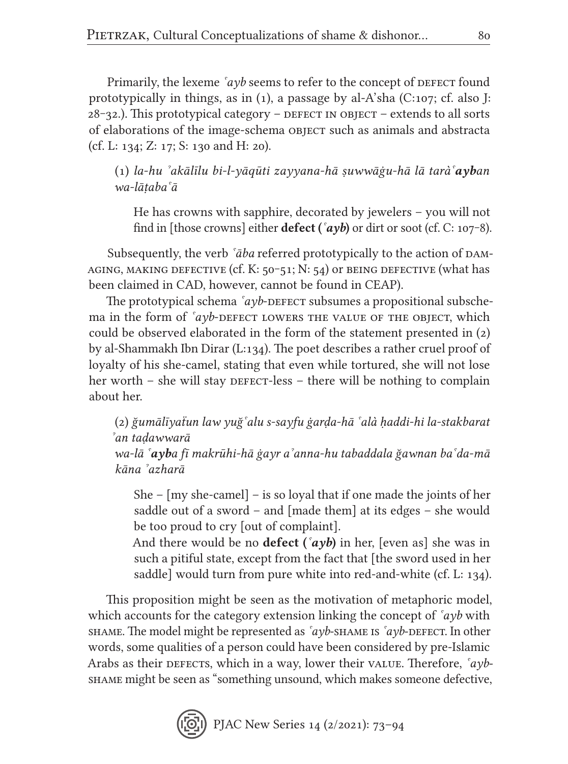Primarily, the lexeme *ʿayb* seems to refer to the concept of DEFECT found prototypically in things, as in (1), a passage by al-A'sha (C:107; cf. also J: 28–32.). This prototypical category – DEFECT IN OBJECT – extends to all sorts of elaborations of the image-schema OBJECT such as animals and abstracta (cf. L: 134; Z: 17; S: 130 and H: 20).

> (1) *la-hu ʾakālīlu bi-l-yāqūti zayyana-hā ṣuwwāġu-hā lā taràʿ**ayb**an wa-lāṭabaʿā*
>
> He has crowns with sapphire, decorated by jewelers – you will not find in [those crowns] either **defect (*ʿayb*)** or dirt or soot (cf. C: 107–8).

Subsequently, the verb *ʿāba* referred prototypically to the action of DAMAGING, MAKING DEFECTIVE (cf. K: 50–51; N: 54) or BEING DEFECTIVE (what has been claimed in CAD, however, cannot be found in CEAP).

The prototypical schema *ʿayb*-DEFECT subsumes a propositional subschema in the form of *ʿayb*-DEFECT LOWERS THE VALUE OF THE OBJECT, which could be observed elaborated in the form of the statement presented in (2) by al-Shammakh Ibn Dirar (L:134). The poet describes a rather cruel proof of loyalty of his she-camel, stating that even while tortured, she will not lose her worth – she will stay DEFECT-less – there will be nothing to complain about her.

> (2) *ǧumālīyaťun law yuǧʿalu s-sayfu ġarḍa-hā ʿalà ḥaddi-hi la-stakbarat ʾan taḍawwarā*
> *wa-lā ʿ**ayb**a fī makrūhi-hā ġayr aʾanna-hu tabaddala ǧawnan baʿda-mā kāna ʾazharā*
>
> She – [my she-camel] – is so loyal that if one made the joints of her saddle out of a sword – and [made them] at its edges – she would be too proud to cry [out of complaint].
> And there would be no **defect (*ʿayb*)** in her, [even as] she was in such a pitiful state, except from the fact that [the sword used in her saddle] would turn from pure white into red-and-white (cf. L: 134).

This proposition might be seen as the motivation of metaphoric model, which accounts for the category extension linking the concept of *ʿayb* with SHAME. The model might be represented as *ʿayb*-SHAME IS *ʿayb*-DEFECT. In other words, some qualities of a person could have been considered by pre-Islamic Arabs as their DEFECTS, which in a way, lower their VALUE. Therefore, *ʿayb*-SHAME might be seen as "something unsound, which makes someone defective,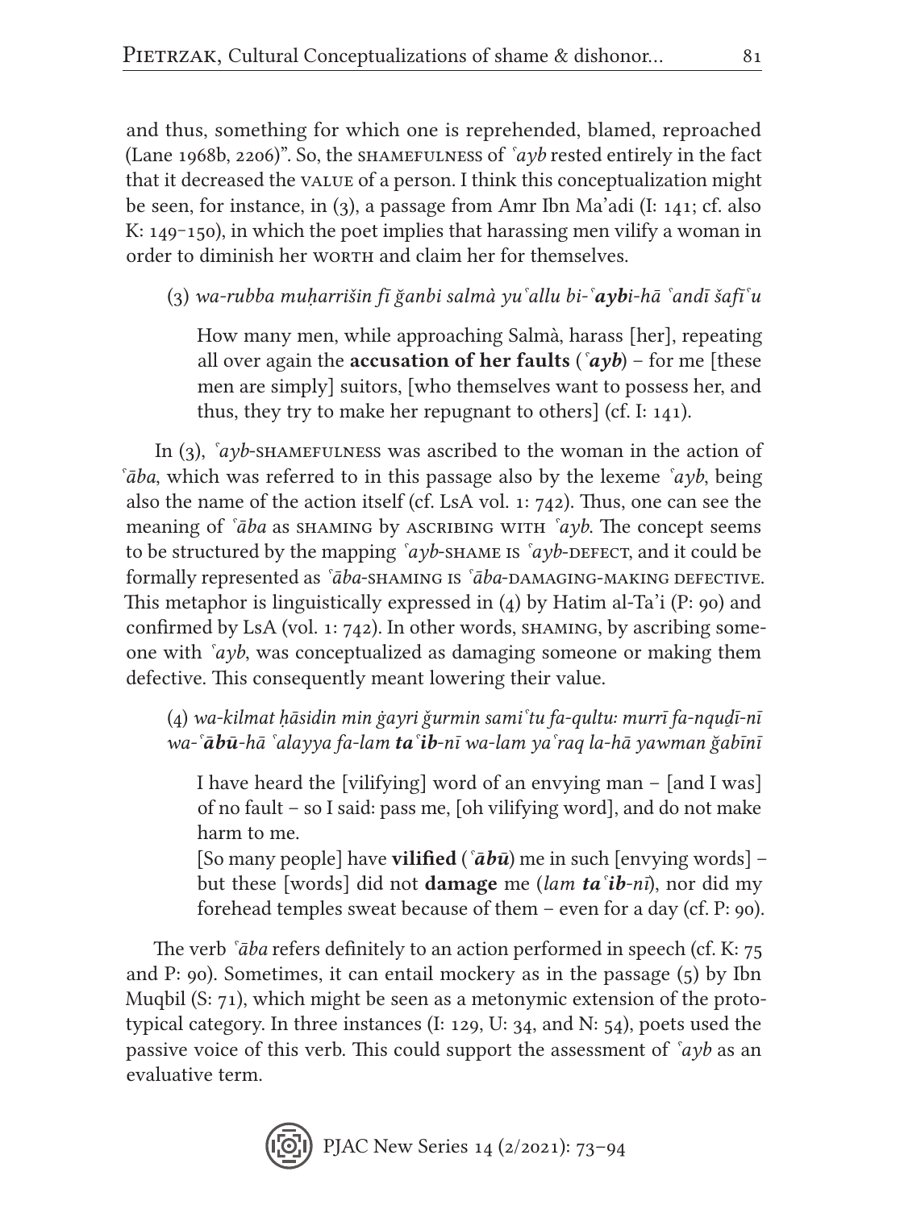and thus, something for which one is reprehended, blamed, reproached (Lane 1968b, 2206)". So, the SHAMEFULNESS of *ʿayb* rested entirely in the fact that it decreased the VALUE of a person. I think this conceptualization might be seen, for instance, in (3), a passage from Amr Ibn Ma'adi (I: 141; cf. also K: 149–150), in which the poet implies that harassing men vilify a woman in order to diminish her WORTH and claim her for themselves.

> (3) *wa-rubba muḥarrišin fī ǧanbi salmà yuʿallu bi-**ʿayb**i-hā ʿandī šafīʿu*
>
> How many men, while approaching Salmà, harass [her], repeating all over again the **accusation of her faults** (*ʿ**ayb***) – for me [these men are simply] suitors, [who themselves want to possess her, and thus, they try to make her repugnant to others] (cf. I: 141).

In (3), *ʿayb*-SHAMEFULNESS was ascribed to the woman in the action of *ʿāba*, which was referred to in this passage also by the lexeme *ʿayb*, being also the name of the action itself (cf. LsA vol. 1: 742). Thus, one can see the meaning of *ʿāba* as SHAMING by ASCRIBING WITH *ʿayb*. The concept seems to be structured by the mapping *ʿayb*-SHAME IS *ʿayb*-DEFECT, and it could be formally represented as *ʿāba*-SHAMING IS *ʿāba*-DAMAGING-MAKING DEFECTIVE. This metaphor is linguistically expressed in (4) by Hatim al-Ta'i (P: 90) and confirmed by LsA (vol. 1: 742). In other words, SHAMING, by ascribing someone with *ʿayb*, was conceptualized as damaging someone or making them defective. This consequently meant lowering their value.

> (4) *wa-kilmat ḥāsidin min ġayri ǧurmin samiʿtu fa-qultu: murrī fa-nquḏī-nī wa-**ʿābū**-hā ʿalayya fa-lam **taʿib**-nī wa-lam yaʿraq la-hā yawman ǧabīnī*
>
> I have heard the [vilifying] word of an envying man – [and I was] of no fault – so I said: pass me, [oh vilifying word], and do not make harm to me.
> [So many people] have **vilified** (*ʿ**ābū***) me in such [envying words] – but these [words] did not **damage** me (*lam **taʿib**-nī*), nor did my forehead temples sweat because of them – even for a day (cf. P: 90).

The verb *ʿāba* refers definitely to an action performed in speech (cf. K: 75 and P: 90). Sometimes, it can entail mockery as in the passage (5) by Ibn Muqbil (S: 71), which might be seen as a metonymic extension of the prototypical category. In three instances (I: 129, U: 34, and N: 54), poets used the passive voice of this verb. This could support the assessment of *ʿayb* as an evaluative term.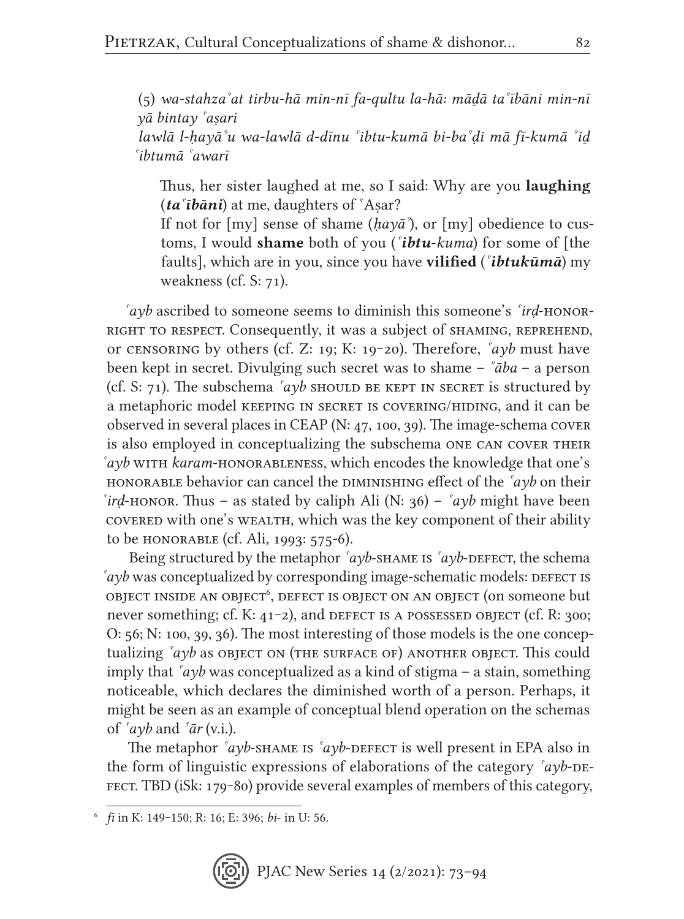(5) *wa-stahzaʾat tirbu-hā min-nī fa-qultu la-hā: māḏā taʿībāni min-nī yā bintay ʿaṣari*
*lawlā l-ḥayāʾu wa-lawlā d-dīnu ʿibtu-kumā bi-baʿḍi mā fī-kumā ʾiḏ ʿibtumā ʿawarī*

> Thus, her sister laughed at me, so I said: Why are you **laughing** (***taʿībāni***) at me, daughters of ʿAṣar?
> If not for [my] sense of shame (*ḥayāʾ*), or [my] obedience to customs, I would **shame** both of you (*ʿ**ibtu**-kuma*) for some of [the faults], which are in you, since you have **vilified** (*ʿ**ibtukūmā***) my weakness (cf. S: 71).

*ʿayb* ascribed to someone seems to diminish this someone's *ʿirḍ*-HONOR-RIGHT TO RESPECT. Consequently, it was a subject of SHAMING, REPREHEND, or CENSORING by others (cf. Z: 19; K: 19–20). Therefore, *ʿayb* must have been kept in secret. Divulging such secret was to shame – *ʿāba* – a person (cf. S: 71). The subschema *ʿayb* SHOULD BE KEPT IN SECRET is structured by a metaphoric model KEEPING IN SECRET IS COVERING/HIDING, and it can be observed in several places in CEAP (N: 47, 100, 39). The image-schema COVER is also employed in conceptualizing the subschema ONE CAN COVER THEIR *ʿayb* WITH *karam*-HONORABLENESS, which encodes the knowledge that one's HONORABLE behavior can cancel the DIMINISHING effect of the *ʿayb* on their *ʿirḍ*-HONOR. Thus – as stated by caliph Ali (N: 36) – *ʿayb* might have been COVERED with one's WEALTH, which was the key component of their ability to be HONORABLE (cf. Ali, 1993: 575-6).

Being structured by the metaphor *ʿayb*-SHAME IS *ʿayb*-DEFECT, the schema *ʿayb* was conceptualized by corresponding image-schematic models: DEFECT IS OBJECT INSIDE AN OBJECT[6], DEFECT IS OBJECT ON AN OBJECT (on someone but never something; cf. K: 41–2), and DEFECT IS A POSSESSED OBJECT (cf. R: 300; O: 56; N: 100, 39, 36). The most interesting of those models is the one conceptualizing *ʿayb* as OBJECT ON (THE SURFACE OF) ANOTHER OBJECT. This could imply that *ʿayb* was conceptualized as a kind of stigma – a stain, something noticeable, which declares the diminished worth of a person. Perhaps, it might be seen as an example of conceptual blend operation on the schemas of *ʿayb* and *ʿār* (v.i.).

The metaphor *ʿayb*-SHAME IS *ʿayb*-DEFECT is well present in EPA also in the form of linguistic expressions of elaborations of the category *ʿayb*-DEFECT. TBD (iSk: 179–80) provide several examples of members of this category,

---

[6] *fī* in K: 149–150; R: 16; E: 396; *bi-* in U: 56.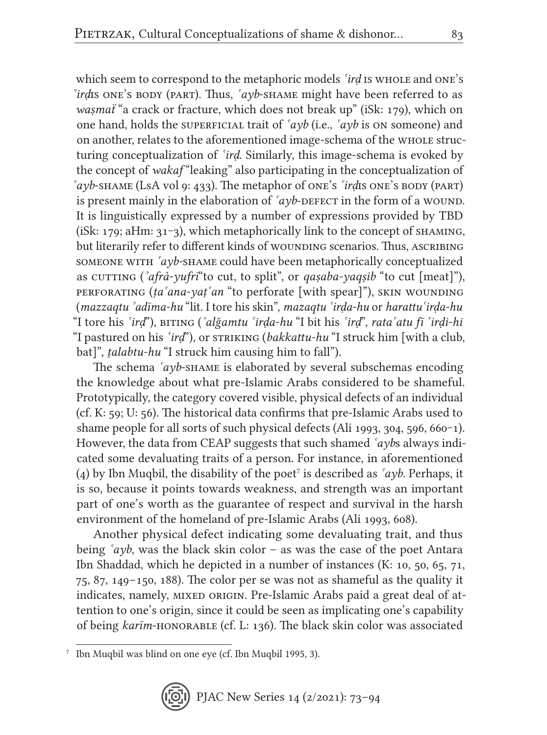which seem to correspond to the metaphoric models *ʿirḍ* IS WHOLE and ONE'S *ʿirḍ* IS ONE'S BODY (PART). Thus, *ʿayb*-SHAME might have been referred to as *waṣmat* "a crack or fracture, which does not break up" (iSk: 179), which on one hand, holds the SUPERFICIAL trait of *ʿayb* (i.e., *ʿayb* is ON someone) and on another, relates to the aforementioned image-schema of the WHOLE structuring conceptualization of *ʿirḍ*. Similarly, this image-schema is evoked by the concept of *wakaf* "leaking" also participating in the conceptualization of *ʿayb*-SHAME (LsA vol 9: 433). The metaphor of ONE'S *ʿirḍ* IS ONE'S BODY (PART) is present mainly in the elaboration of *ʿayb*-DEFECT in the form of a WOUND. It is linguistically expressed by a number of expressions provided by TBD (iSk: 179; aHm: 31–3), which metaphorically link to the concept of SHAMING, but literarily refer to different kinds of WOUNDING scenarios. Thus, ASCRIBING SOMEONE WITH *ʿayb*-SHAME could have been metaphorically conceptualized as CUTTING (*ʾafrà-yufrī* "to cut, to split", or *qaṣaba-yaqṣib* "to cut [meat]"), PERFORATING (*ṭaʿana-yaṭʿan* "to perforate [with spear]"), SKIN WOUNDING (*mazzaqtu ʾadīma-hu* "lit. I tore his skin", *mazaqtu ʿirḍa-hu* or *harattu ʿirḍa-hu* "I tore his *ʿirḍ*"), BITING (*ʾalǧamtu ʿirḍa-hu* "I bit his *ʿirḍ*", *rataʿatu fī ʿirḍi-hi* "I pastured on his *ʿirḍ*"), or STRIKING (*bakkattu-hu* "I struck him [with a club, bat]", *ṭalabtu-hu* "I struck him causing him to fall").

The schema *ʿayb*-SHAME is elaborated by several subschemas encoding the knowledge about what pre-Islamic Arabs considered to be shameful. Prototypically, the category covered visible, physical defects of an individual (cf. K: 59; U: 56). The historical data confirms that pre-Islamic Arabs used to shame people for all sorts of such physical defects (Ali 1993, 304, 596, 660–1). However, the data from CEAP suggests that such shamed *ʿayb*s always indicated some devaluating traits of a person. For instance, in aforementioned (4) by Ibn Muqbil, the disability of the poet[7] is described as *ʿayb*. Perhaps, it is so, because it points towards weakness, and strength was an important part of one's worth as the guarantee of respect and survival in the harsh environment of the homeland of pre-Islamic Arabs (Ali 1993, 608).

Another physical defect indicating some devaluating trait, and thus being *ʿayb*, was the black skin color – as was the case of the poet Antara Ibn Shaddad, which he depicted in a number of instances (K: 10, 50, 65, 71, 75, 87, 149–150, 188). The color per se was not as shameful as the quality it indicates, namely, MIXED ORIGIN. Pre-Islamic Arabs paid a great deal of attention to one's origin, since it could be seen as implicating one's capability of being *karīm*-HONORABLE (cf. L: 136). The black skin color was associated

[7] Ibn Muqbil was blind on one eye (cf. Ibn Muqbil 1995, 3).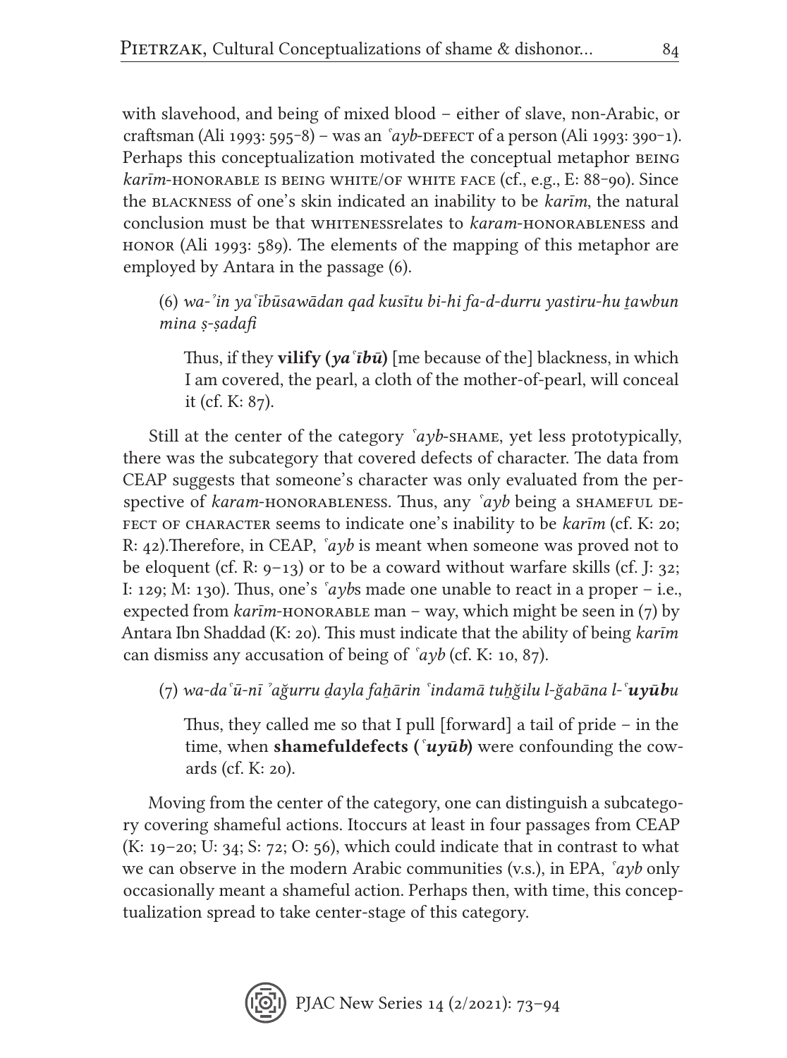with slavehood, and being of mixed blood – either of slave, non-Arabic, or craftsman (Ali 1993: 595–8) – was an *ʿayb*-DEFECT of a person (Ali 1993: 390–1). Perhaps this conceptualization motivated the conceptual metaphor BEING *karīm*-HONORABLE IS BEING WHITE/OF WHITE FACE (cf., e.g., E: 88–90). Since the BLACKNESS of one's skin indicated an inability to be *karīm*, the natural conclusion must be that WHITENESSrelates to *karam*-HONORABLENESS and HONOR (Ali 1993: 589). The elements of the mapping of this metaphor are employed by Antara in the passage (6).

(6) *wa-ʾin yaʿībūsawādan qad kusītu bi-hi fa-d-durru yastiru-hu ṯawbun mina ṣ-ṣadafi*

> Thus, if they **vilify (*yaʿībū*)** [me because of the] blackness, in which I am covered, the pearl, a cloth of the mother-of-pearl, will conceal it (cf. K: 87).

Still at the center of the category *ʿayb*-SHAME, yet less prototypically, there was the subcategory that covered defects of character. The data from CEAP suggests that someone's character was only evaluated from the perspective of *karam*-HONORABLENESS. Thus, any *ʿayb* being a SHAMEFUL DEFECT OF CHARACTER seems to indicate one's inability to be *karīm* (cf. K: 20; R: 42).Therefore, in CEAP, *ʿayb* is meant when someone was proved not to be eloquent (cf. R: 9–13) or to be a coward without warfare skills (cf. J: 32; I: 129; M: 130). Thus, one's *ʿayb*s made one unable to react in a proper – i.e., expected from *karīm*-HONORABLE man – way, which might be seen in (7) by Antara Ibn Shaddad (K: 20). This must indicate that the ability of being *karīm* can dismiss any accusation of being of *ʿayb* (cf. K: 10, 87).

(7) *wa-daʿū-nī ʾağurru ḏayla faḫārin ʿindamā tuḫğilu l-ğabāna l-ʿ**uyūb**u*

> Thus, they called me so that I pull [forward] a tail of pride – in the time, when **shamefuldefects (*ʿuyūb*)** were confounding the cowards (cf. K: 20).

Moving from the center of the category, one can distinguish a subcategory covering shameful actions. Itoccurs at least in four passages from CEAP (K: 19–20; U: 34; S: 72; O: 56), which could indicate that in contrast to what we can observe in the modern Arabic communities (v.s.), in EPA, *ʿayb* only occasionally meant a shameful action. Perhaps then, with time, this conceptualization spread to take center-stage of this category.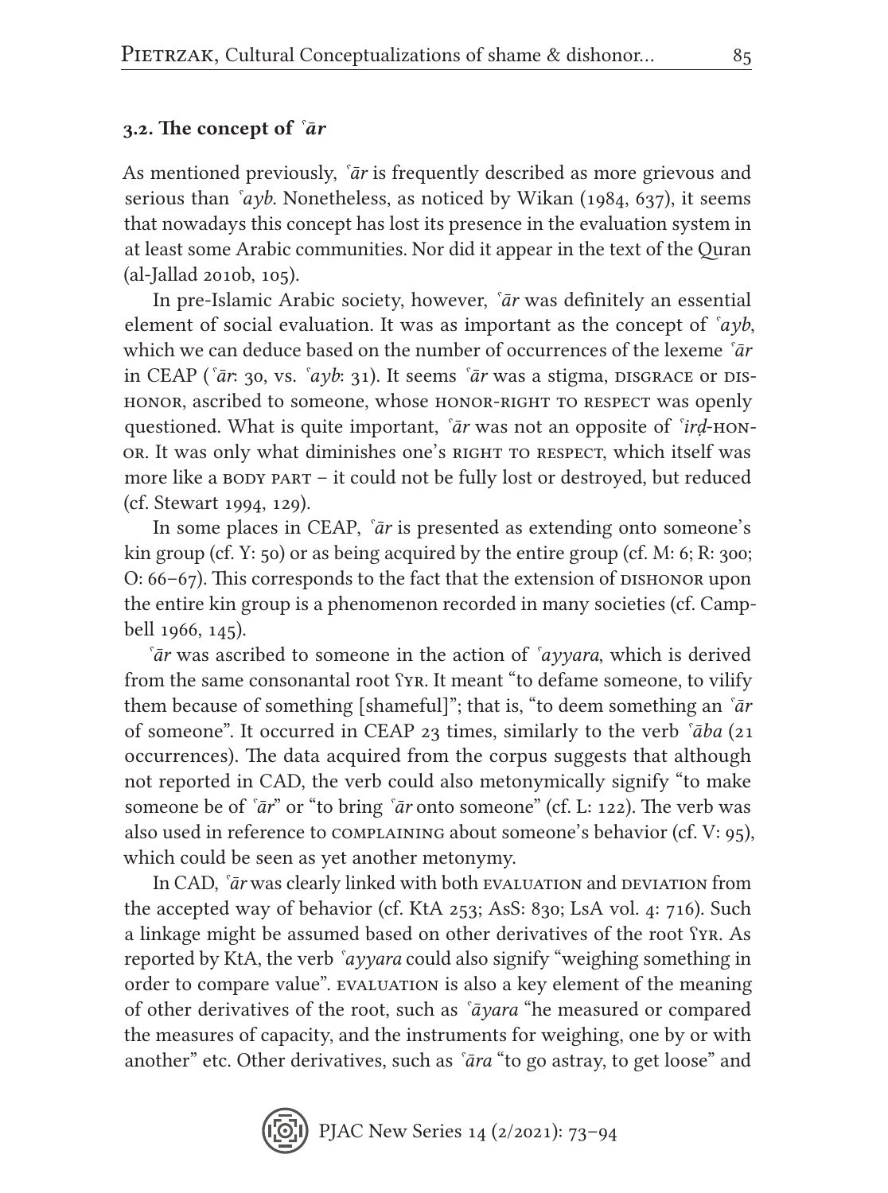### 3.2. The concept of *ʿār*

As mentioned previously, *ʿār* is frequently described as more grievous and serious than *ʿayb*. Nonetheless, as noticed by Wikan (1984, 637), it seems that nowadays this concept has lost its presence in the evaluation system in at least some Arabic communities. Nor did it appear in the text of the Quran (al-Jallad 2010b, 105).

In pre-Islamic Arabic society, however, *ʿār* was definitely an essential element of social evaluation. It was as important as the concept of *ʿayb*, which we can deduce based on the number of occurrences of the lexeme *ʿār* in CEAP (*ʿār*: 30, vs. *ʿayb*: 31). It seems *ʿār* was a stigma, DISGRACE or DISHONOR, ascribed to someone, whose HONOR-RIGHT TO RESPECT was openly questioned. What is quite important, *ʿār* was not an opposite of *ʿirḍ*-HONOR. It was only what diminishes one's RIGHT TO RESPECT, which itself was more like a BODY PART – it could not be fully lost or destroyed, but reduced (cf. Stewart 1994, 129).

In some places in CEAP, *ʿār* is presented as extending onto someone's kin group (cf. Y: 50) or as being acquired by the entire group (cf. M: 6; R: 300; O: 66–67). This corresponds to the fact that the extension of DISHONOR upon the entire kin group is a phenomenon recorded in many societies (cf. Campbell 1966, 145).

*ʿār* was ascribed to someone in the action of *ʿayyara*, which is derived from the same consonantal root ʕYR. It meant "to defame someone, to vilify them because of something [shameful]"; that is, "to deem something an *ʿār* of someone". It occurred in CEAP 23 times, similarly to the verb *ʿāba* (21 occurrences). The data acquired from the corpus suggests that although not reported in CAD, the verb could also metonymically signify "to make someone be of *ʿār*" or "to bring *ʿār* onto someone" (cf. L: 122). The verb was also used in reference to COMPLAINING about someone's behavior (cf. V: 95), which could be seen as yet another metonymy.

In CAD, *ʿār* was clearly linked with both EVALUATION and DEVIATION from the accepted way of behavior (cf. KtA 253; AsS: 830; LsA vol. 4: 716). Such a linkage might be assumed based on other derivatives of the root ʕYR. As reported by KtA, the verb *ʿayyara* could also signify "weighing something in order to compare value". EVALUATION is also a key element of the meaning of other derivatives of the root, such as *ʿāyara* "he measured or compared the measures of capacity, and the instruments for weighing, one by or with another" etc. Other derivatives, such as *ʿāra* "to go astray, to get loose" and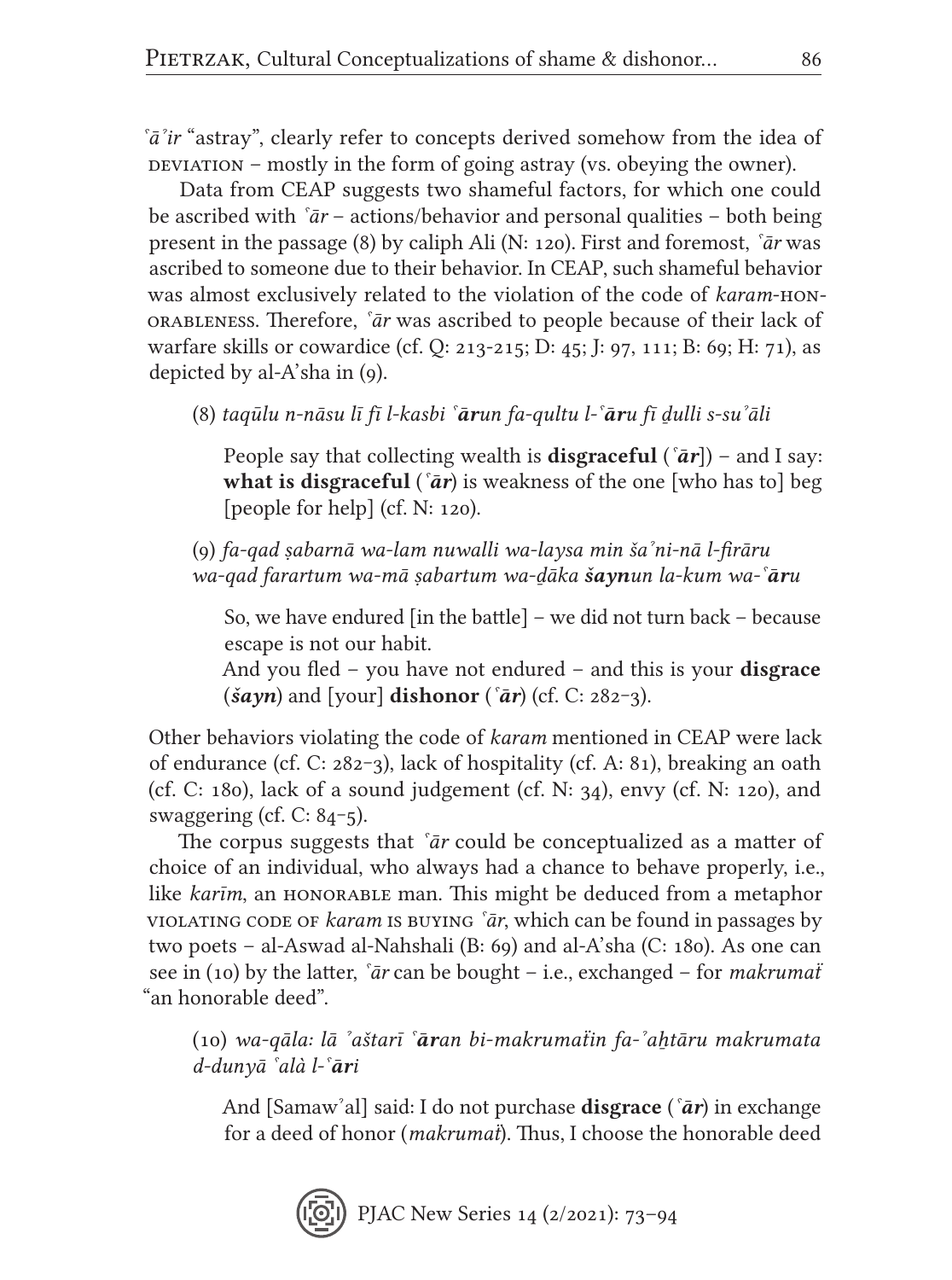*ʿāʾir* "astray", clearly refer to concepts derived somehow from the idea of DEVIATION – mostly in the form of going astray (vs. obeying the owner).

Data from CEAP suggests two shameful factors, for which one could be ascribed with *ʿār* – actions/behavior and personal qualities – both being present in the passage (8) by caliph Ali (N: 120). First and foremost, *ʿār* was ascribed to someone due to their behavior. In CEAP, such shameful behavior was almost exclusively related to the violation of the code of *karam*-HONORABLENESS. Therefore, *ʿār* was ascribed to people because of their lack of warfare skills or cowardice (cf. Q: 213-215; D: 45; J: 97, 111; B: 69; H: 71), as depicted by al-A'sha in (9).

(8) *taqūlu n-nāsu lī fī l-kasbi* ***ʿār****un fa-qultu l-*​***ʿār****u fī ḏulli s-suʾāli*

> People say that collecting wealth is **disgraceful** (*ʿār*]) – and I say: **what is disgraceful** (*ʿār*) is weakness of the one [who has to] beg [people for help] (cf. N: 120).

(9) *fa-qad ṣabarnā wa-lam nuwalli wa-laysa min šaʾni-nā l-firāru*
*wa-qad farartum wa-mā ṣabartum wa-ḏāka* ***šayn****un la-kum wa-*​***ʿār****u*

> So, we have endured [in the battle] – we did not turn back – because escape is not our habit.
> And you fled – you have not endured – and this is your **disgrace** (***šayn***) and [your] **dishonor** (*ʿār*) (cf. C: 282–3).

Other behaviors violating the code of *karam* mentioned in CEAP were lack of endurance (cf. C: 282–3), lack of hospitality (cf. A: 81), breaking an oath (cf. C: 180), lack of a sound judgement (cf. N: 34), envy (cf. N: 120), and swaggering (cf. C: 84–5).

The corpus suggests that *ʿār* could be conceptualized as a matter of choice of an individual, who always had a chance to behave properly, i.e., like *karīm*, an HONORABLE man. This might be deduced from a metaphor VIOLATING CODE OF *karam* IS BUYING *ʿār*, which can be found in passages by two poets – al-Aswad al-Nahshali (B: 69) and al-A'sha (C: 180). As one can see in (10) by the latter, *ʿār* can be bought – i.e., exchanged – for *makrumaẗ* "an honorable deed".

(10) *wa-qāla: lā ʾaštarī* ***ʿār****an bi-makrumaẗin fa-ʾaḫtāru makrumata d-dunyā ʿalà l-*​***ʿār****i*

> And [Samawʾal] said: I do not purchase **disgrace** (*ʿār*) in exchange for a deed of honor (*makrumaẗ*). Thus, I choose the honorable deed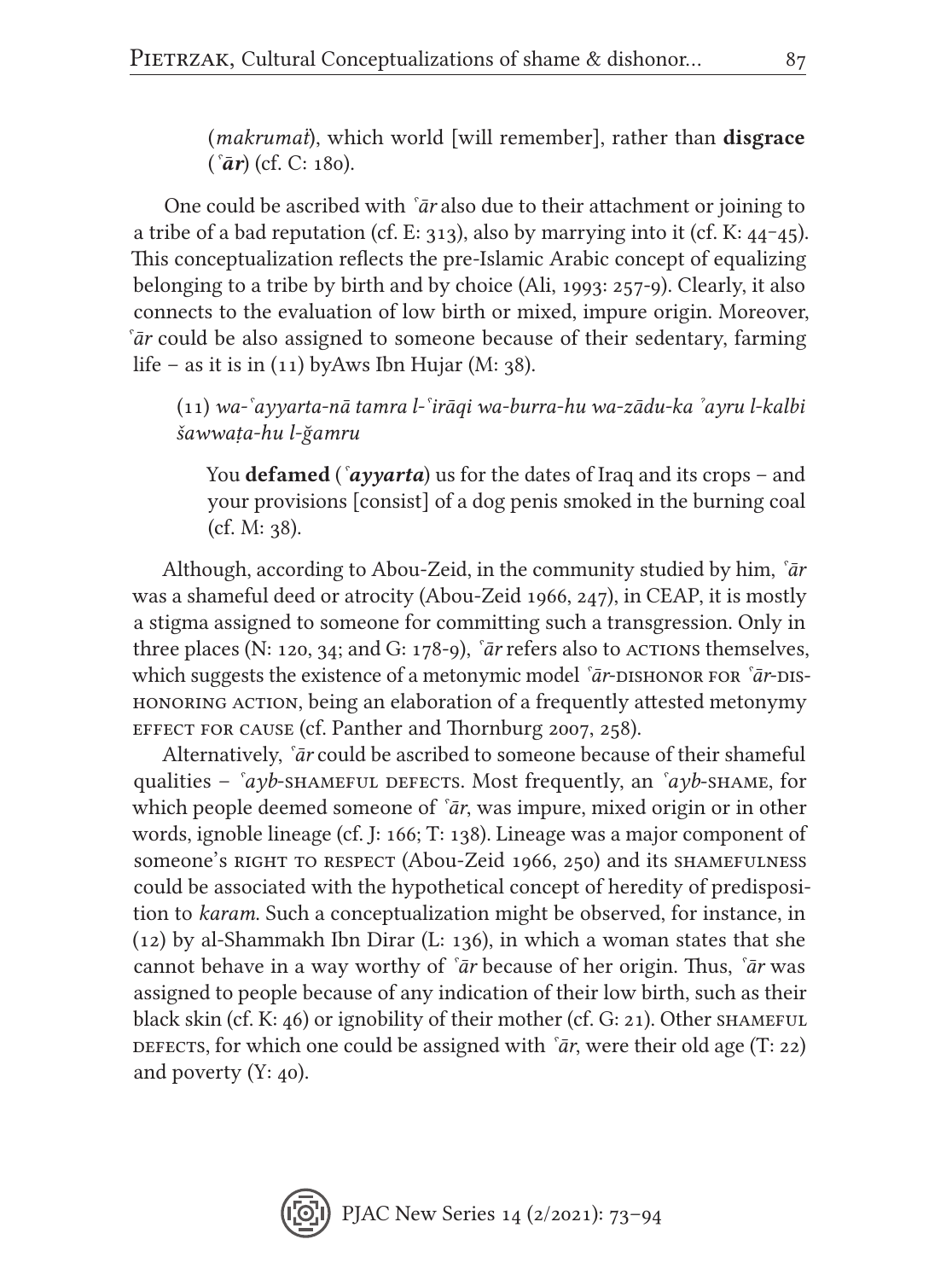(*makrumat*), which world [will remember], rather than **disgrace** (*ʿ**ār***) (cf. C: 180).

One could be ascribed with *ʿār* also due to their attachment or joining to a tribe of a bad reputation (cf. E: 313), also by marrying into it (cf. K: 44–45). This conceptualization reflects the pre-Islamic Arabic concept of equalizing belonging to a tribe by birth and by choice (Ali, 1993: 257-9). Clearly, it also connects to the evaluation of low birth or mixed, impure origin. Moreover, *ʿār* could be also assigned to someone because of their sedentary, farming life – as it is in (11) byAws Ibn Hujar (M: 38).

(11) *wa-ʿayyarta-nā tamra l-ʿirāqi wa-burra-hu wa-zādu-ka ʾayru l-kalbi šawwaṭa-hu l-ğamru*

> You **defamed** (*ʿ**ayyarta***) us for the dates of Iraq and its crops – and your provisions [consist] of a dog penis smoked in the burning coal (cf. M: 38).

Although, according to Abou-Zeid, in the community studied by him, *ʿār* was a shameful deed or atrocity (Abou-Zeid 1966, 247), in CEAP, it is mostly a stigma assigned to someone for committing such a transgression. Only in three places (N: 120, 34; and G: 178-9), *ʿār* refers also to ACTIONS themselves, which suggests the existence of a metonymic model *ʿār*-DISHONOR FOR *ʿār*-DISHONORING ACTION, being an elaboration of a frequently attested metonymy EFFECT FOR CAUSE (cf. Panther and Thornburg 2007, 258).

Alternatively, *ʿār* could be ascribed to someone because of their shameful qualities – *ʿayb*-SHAMEFUL DEFECTS. Most frequently, an *ʿayb*-SHAME, for which people deemed someone of *ʿār*, was impure, mixed origin or in other words, ignoble lineage (cf. J: 166; T: 138). Lineage was a major component of someone's RIGHT TO RESPECT (Abou-Zeid 1966, 250) and its SHAMEFULNESS could be associated with the hypothetical concept of heredity of predisposition to *karam*. Such a conceptualization might be observed, for instance, in (12) by al-Shammakh Ibn Dirar (L: 136), in which a woman states that she cannot behave in a way worthy of *ʿār* because of her origin. Thus, *ʿār* was assigned to people because of any indication of their low birth, such as their black skin (cf. K: 46) or ignobility of their mother (cf. G: 21). Other SHAMEFUL DEFECTS, for which one could be assigned with *ʿār*, were their old age (T: 22) and poverty (Y: 40).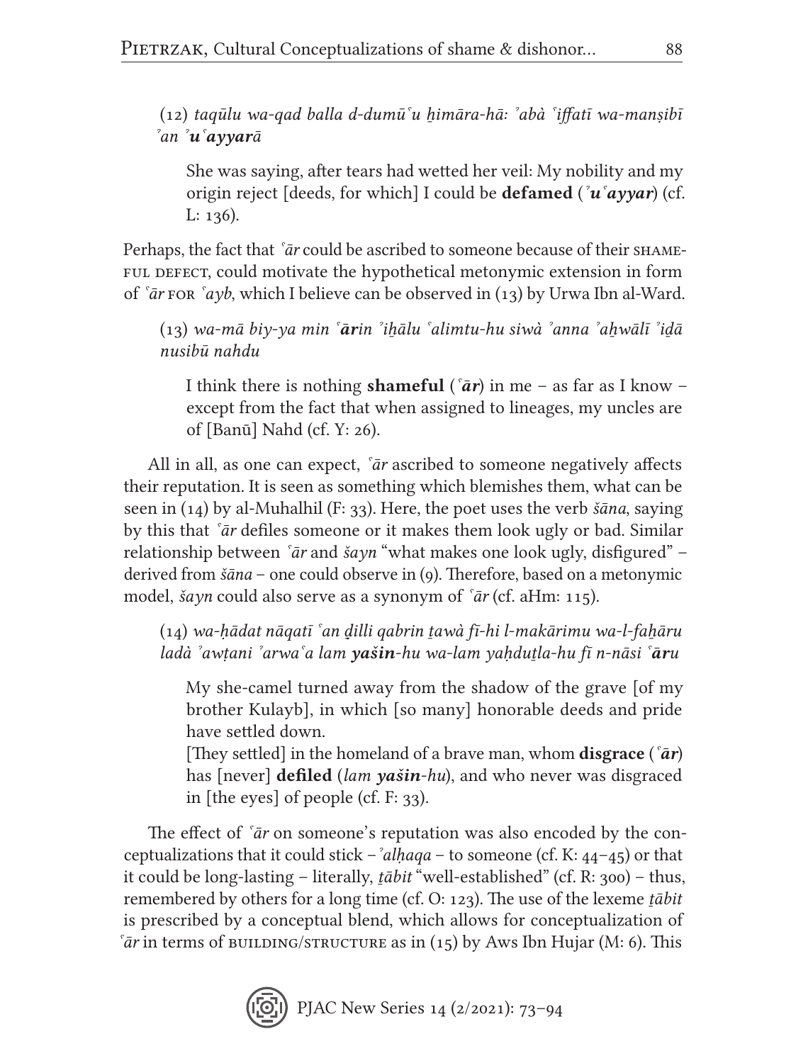(12) *taqūlu wa-qad balla d-dumūʿu ẖimāra-hā: ʾabà ʿiffatī wa-manṣibī ʾan **ʾuʿayyar**ā*

> She was saying, after tears had wetted her veil: My nobility and my origin reject [deeds, for which] I could be **defamed** (***ʾuʿayyar***) (cf. L: 136).

Perhaps, the fact that *ʿār* could be ascribed to someone because of their SHAMEFUL DEFECT, could motivate the hypothetical metonymic extension in form of *ʿār* FOR *ʿayb*, which I believe can be observed in (13) by Urwa Ibn al-Ward.

(13) *wa-mā biy-ya min **ʿār**in ʾiẖālu ʿalimtu-hu siwà ʾanna ʾaẖwālī ʾiḏā nusibū nahdu*

> I think there is nothing **shameful** (***ʿār***) in me – as far as I know – except from the fact that when assigned to lineages, my uncles are of [Banū] Nahd (cf. Y: 26).

All in all, as one can expect, *ʿār* ascribed to someone negatively affects their reputation. It is seen as something which blemishes them, what can be seen in (14) by al-Muhalhil (F: 33). Here, the poet uses the verb *šāna*, saying by this that *ʿār* defiles someone or it makes them look ugly or bad. Similar relationship between *ʿār* and *šayn* "what makes one look ugly, disfigured" – derived from *šāna* – one could observe in (9). Therefore, based on a metonymic model, *šayn* could also serve as a synonym of *ʿār* (cf. aHm: 115).

(14) *wa-ḥādat nāqatī ʿan ḏilli qabrin ṯawà fī-hi l-makārimu wa-l-faẖāru ladà ʾawṭani ʾarwaʿa lam **yašin**-hu wa-lam yaḥduṯla-hu fī n-nāsi **ʿār**u*

> My she-camel turned away from the shadow of the grave [of my brother Kulayb], in which [so many] honorable deeds and pride have settled down.
> [They settled] in the homeland of a brave man, whom **disgrace** (***ʿār***) has [never] **defiled** (*lam **yašin**-hu*), and who never was disgraced in [the eyes] of people (cf. F: 33).

The effect of *ʿār* on someone's reputation was also encoded by the conceptualizations that it could stick – *ʾalḥaqa* – to someone (cf. K: 44–45) or that it could be long-lasting – literally, *ṯābit* "well-established" (cf. R: 300) – thus, remembered by others for a long time (cf. O: 123). The use of the lexeme *ṯābit* is prescribed by a conceptual blend, which allows for conceptualization of *ʿār* in terms of BUILDING/STRUCTURE as in (15) by Aws Ibn Hujar (M: 6). This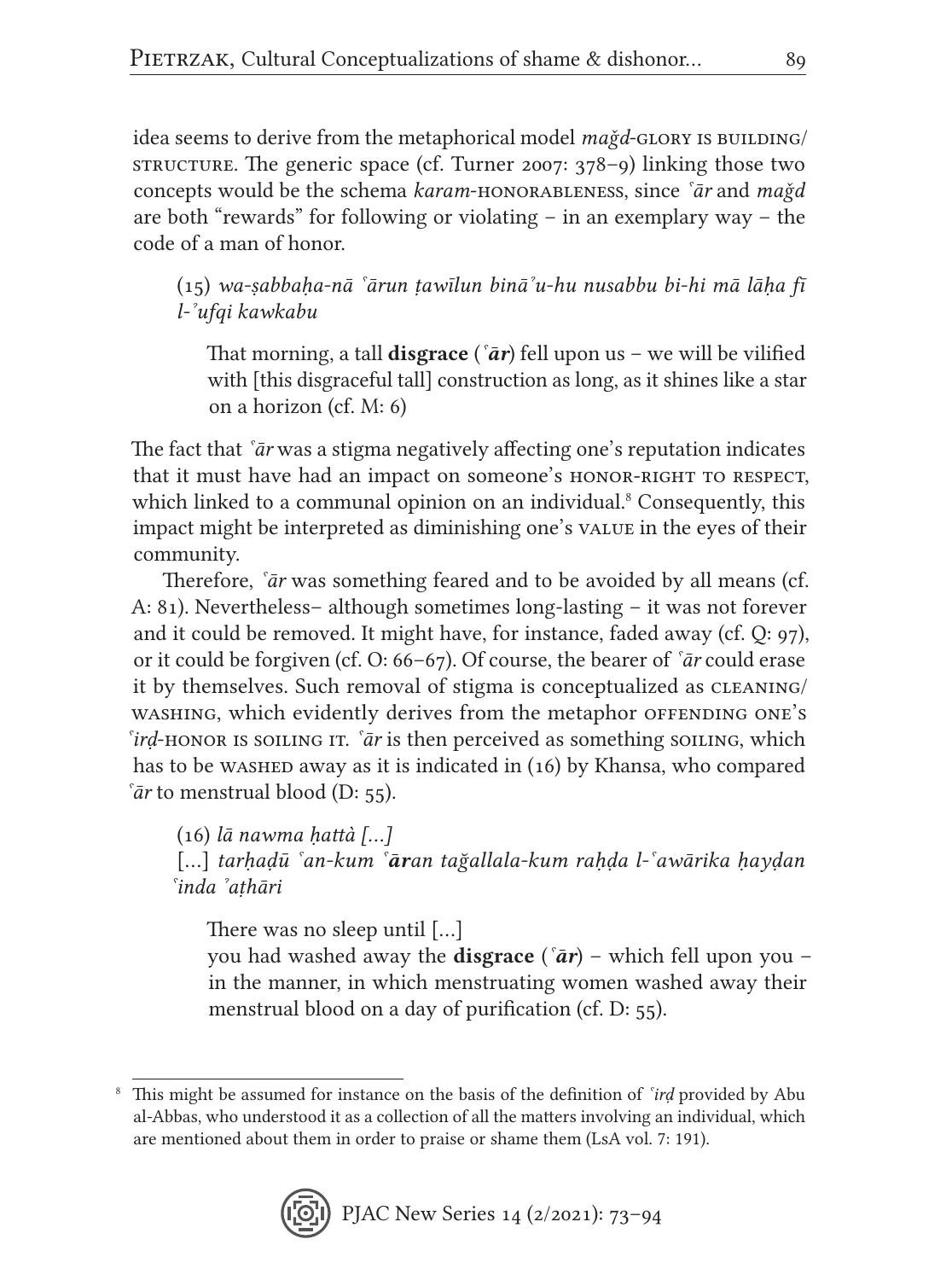idea seems to derive from the metaphorical model *mağd*-GLORY IS BUILDING/STRUCTURE. The generic space (cf. Turner 2007: 378–9) linking those two concepts would be the schema *karam*-HONORABLENESS, since *ʿār* and *mağd* are both "rewards" for following or violating – in an exemplary way – the code of a man of honor.

> (15) *wa-ṣabbaḥa-nā ʿārun ṭawīlun binā*ʾ*u-hu nusabbu bi-hi mā lāḥa fī l-*ʾ*ufqi kawkabu*
>
> That morning, a tall **disgrace** (*ʿār*) fell upon us – we will be vilified with [this disgraceful tall] construction as long, as it shines like a star on a horizon (cf. M: 6)

The fact that *ʿār* was a stigma negatively affecting one's reputation indicates that it must have had an impact on someone's HONOR-RIGHT TO RESPECT, which linked to a communal opinion on an individual.[8] Consequently, this impact might be interpreted as diminishing one's VALUE in the eyes of their community.

Therefore, *ʿār* was something feared and to be avoided by all means (cf. A: 81). Nevertheless– although sometimes long-lasting – it was not forever and it could be removed. It might have, for instance, faded away (cf. Q: 97), or it could be forgiven (cf. O: 66–67). Of course, the bearer of *ʿār* could erase it by themselves. Such removal of stigma is conceptualized as CLEANING/WASHING, which evidently derives from the metaphor OFFENDING ONE'S *ʿirḍ*-HONOR IS SOILING IT. *ʿār* is then perceived as something SOILING, which has to be WASHED away as it is indicated in (16) by Khansa, who compared *ʿār* to menstrual blood (D: 55).

> (16) *lā nawma ḥattà [...]*
> [...] *tarḥaḍū ʿan-kum ʿ**ār**an tağallala-kum raḥḍa l-ʿawārika ḥayḍan ʿinda* ʾ*aṭhāri*
>
> There was no sleep until [...]
> you had washed away the **disgrace** (*ʿār*) – which fell upon you – in the manner, in which menstruating women washed away their menstrual blood on a day of purification (cf. D: 55).

---

[8] This might be assumed for instance on the basis of the definition of *ʿirḍ* provided by Abu al-Abbas, who understood it as a collection of all the matters involving an individual, which are mentioned about them in order to praise or shame them (LsA vol. 7: 191).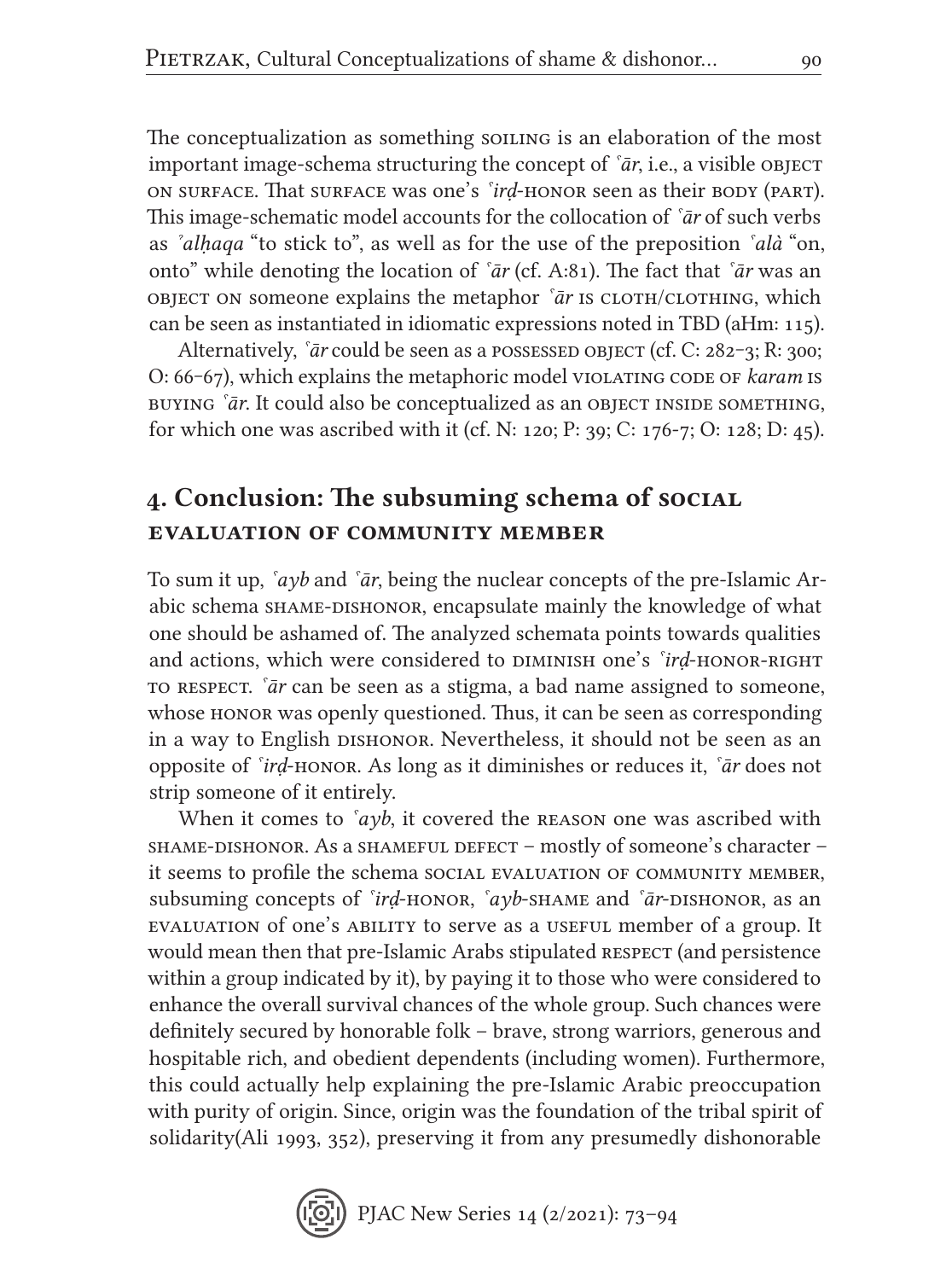The conceptualization as something SOILING is an elaboration of the most important image-schema structuring the concept of *ʿār*, i.e., a visible OBJECT ON SURFACE. That SURFACE was one's *ʿirḍ*-HONOR seen as their BODY (PART). This image-schematic model accounts for the collocation of *ʿār* of such verbs as *ʾalḥaqa* "to stick to", as well as for the use of the preposition *ʿalà* "on, onto" while denoting the location of *ʿār* (cf. A:81). The fact that *ʿār* was an OBJECT ON someone explains the metaphor *ʿār* IS CLOTH/CLOTHING, which can be seen as instantiated in idiomatic expressions noted in TBD (aHm: 115).

Alternatively, *ʿār* could be seen as a POSSESSED OBJECT (cf. C: 282–3; R: 300; O: 66–67), which explains the metaphoric model VIOLATING CODE OF *karam* IS BUYING *ʿār*. It could also be conceptualized as an OBJECT INSIDE SOMETHING, for which one was ascribed with it (cf. N: 120; P: 39; C: 176-7; O: 128; D: 45).

## 4. Conclusion: The subsuming schema of SOCIAL EVALUATION OF COMMUNITY MEMBER

To sum it up, *ʿayb* and *ʿār*, being the nuclear concepts of the pre-Islamic Arabic schema SHAME-DISHONOR, encapsulate mainly the knowledge of what one should be ashamed of. The analyzed schemata points towards qualities and actions, which were considered to DIMINISH one's *ʿirḍ*-HONOR-RIGHT TO RESPECT. *ʿār* can be seen as a stigma, a bad name assigned to someone, whose HONOR was openly questioned. Thus, it can be seen as corresponding in a way to English DISHONOR. Nevertheless, it should not be seen as an opposite of *ʿirḍ*-HONOR. As long as it diminishes or reduces it, *ʿār* does not strip someone of it entirely.

When it comes to *ʿayb*, it covered the REASON one was ascribed with SHAME-DISHONOR. As a SHAMEFUL DEFECT – mostly of someone's character – it seems to profile the schema SOCIAL EVALUATION OF COMMUNITY MEMBER, subsuming concepts of *ʿirḍ*-HONOR, *ʿayb*-SHAME and *ʿār*-DISHONOR, as an EVALUATION of one's ABILITY to serve as a USEFUL member of a group. It would mean then that pre-Islamic Arabs stipulated RESPECT (and persistence within a group indicated by it), by paying it to those who were considered to enhance the overall survival chances of the whole group. Such chances were definitely secured by honorable folk – brave, strong warriors, generous and hospitable rich, and obedient dependents (including women). Furthermore, this could actually help explaining the pre-Islamic Arabic preoccupation with purity of origin. Since, origin was the foundation of the tribal spirit of solidarity(Ali 1993, 352), preserving it from any presumedly dishonorable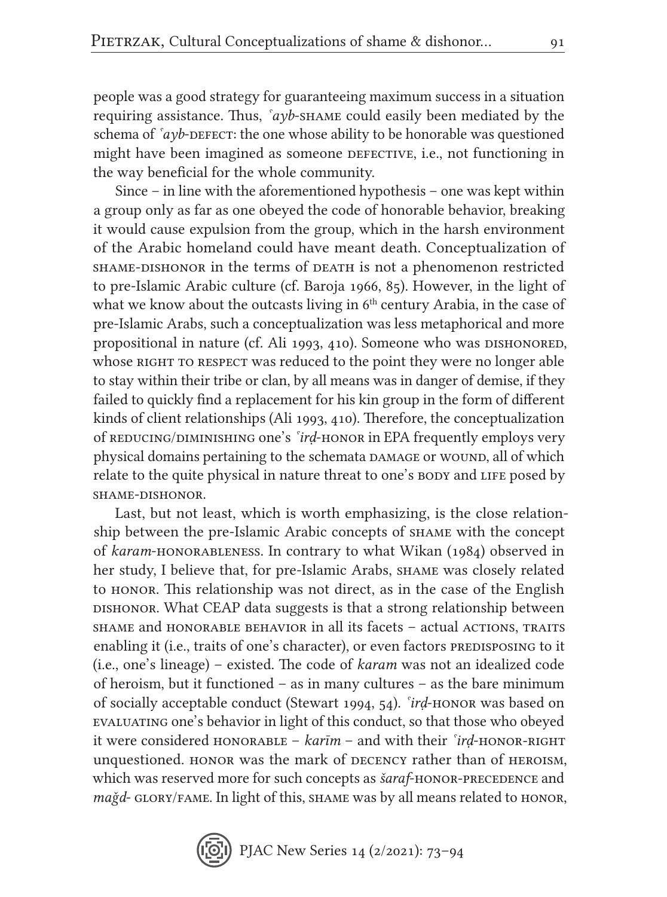people was a good strategy for guaranteeing maximum success in a situation requiring assistance. Thus, *ʿayb*-SHAME could easily been mediated by the schema of *ʿayb*-DEFECT: the one whose ability to be honorable was questioned might have been imagined as someone DEFECTIVE, i.e., not functioning in the way beneficial for the whole community.

Since – in line with the aforementioned hypothesis – one was kept within a group only as far as one obeyed the code of honorable behavior, breaking it would cause expulsion from the group, which in the harsh environment of the Arabic homeland could have meant death. Conceptualization of SHAME-DISHONOR in the terms of DEATH is not a phenomenon restricted to pre-Islamic Arabic culture (cf. Baroja 1966, 85). However, in the light of what we know about the outcasts living in 6th century Arabia, in the case of pre-Islamic Arabs, such a conceptualization was less metaphorical and more propositional in nature (cf. Ali 1993, 410). Someone who was DISHONORED, whose RIGHT TO RESPECT was reduced to the point they were no longer able to stay within their tribe or clan, by all means was in danger of demise, if they failed to quickly find a replacement for his kin group in the form of different kinds of client relationships (Ali 1993, 410). Therefore, the conceptualization of REDUCING/DIMINISHING one's *ʿirḍ*-HONOR in EPA frequently employs very physical domains pertaining to the schemata DAMAGE or WOUND, all of which relate to the quite physical in nature threat to one's BODY and LIFE posed by SHAME-DISHONOR.

Last, but not least, which is worth emphasizing, is the close relationship between the pre-Islamic Arabic concepts of SHAME with the concept of *karam*-HONORABLENESS. In contrary to what Wikan (1984) observed in her study, I believe that, for pre-Islamic Arabs, SHAME was closely related to HONOR. This relationship was not direct, as in the case of the English DISHONOR. What CEAP data suggests is that a strong relationship between SHAME and HONORABLE BEHAVIOR in all its facets – actual ACTIONS, TRAITS enabling it (i.e., traits of one's character), or even factors PREDISPOSING to it (i.e., one's lineage) – existed. The code of *karam* was not an idealized code of heroism, but it functioned – as in many cultures – as the bare minimum of socially acceptable conduct (Stewart 1994, 54). *ʿirḍ*-HONOR was based on EVALUATING one's behavior in light of this conduct, so that those who obeyed it were considered HONORABLE – *karīm* – and with their *ʿirḍ*-HONOR-RIGHT unquestioned. HONOR was the mark of DECENCY rather than of HEROISM, which was reserved more for such concepts as *šaraf*-HONOR-PRECEDENCE and *maǧd*- GLORY/FAME. In light of this, SHAME was by all means related to HONOR,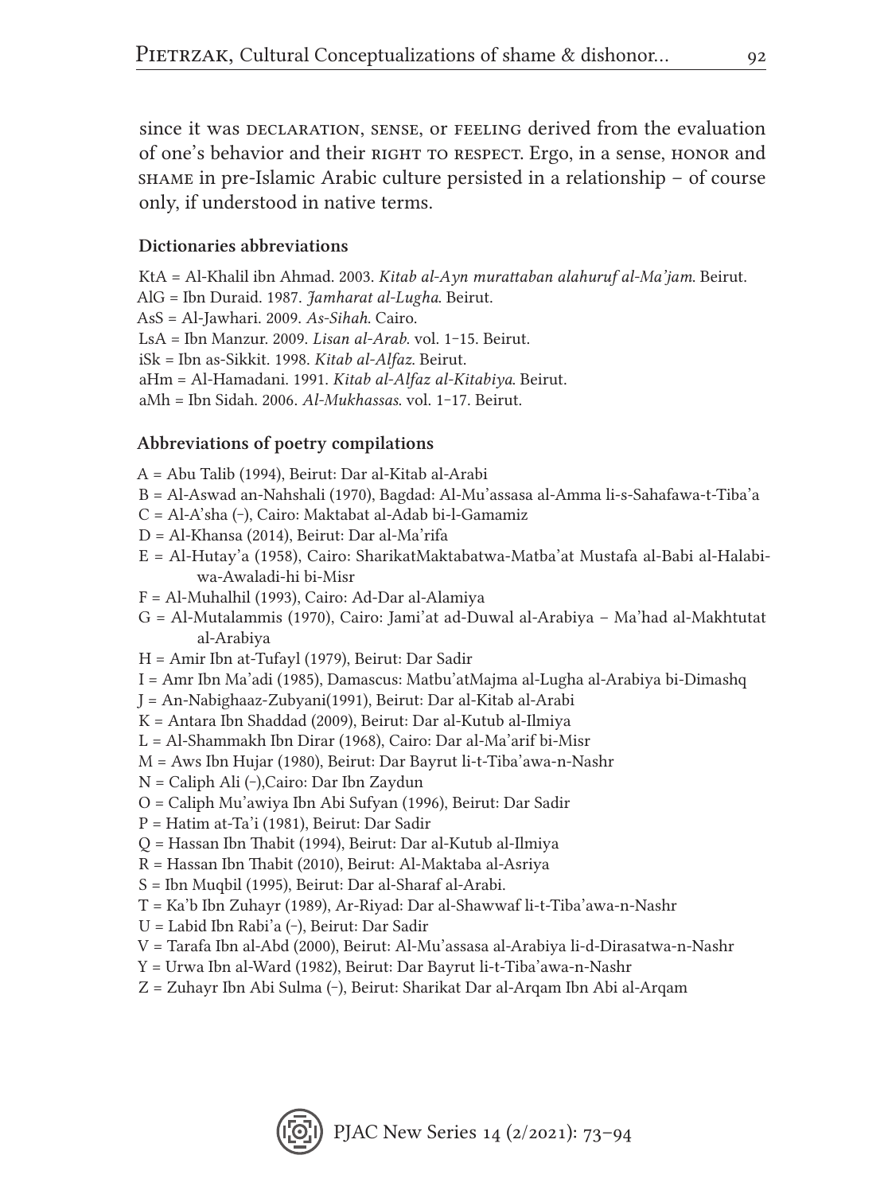since it was DECLARATION, SENSE, or FEELING derived from the evaluation of one's behavior and their RIGHT TO RESPECT. Ergo, in a sense, HONOR and SHAME in pre-Islamic Arabic culture persisted in a relationship – of course only, if understood in native terms.

### Dictionaries abbreviations

KtA = Al-Khalil ibn Ahmad. 2003. *Kitab al-Ayn murattaban alahuruf al-Ma'jam*. Beirut.
AlG = Ibn Duraid. 1987. *Jamharat al-Lugha*. Beirut.
AsS = Al-Jawhari. 2009. *As-Sihah*. Cairo.
LsA = Ibn Manzur. 2009. *Lisan al-Arab*. vol. 1–15. Beirut.
iSk = Ibn as-Sikkit. 1998. *Kitab al-Alfaz*. Beirut.
aHm = Al-Hamadani. 1991. *Kitab al-Alfaz al-Kitabiya*. Beirut.
aMh = Ibn Sidah. 2006. *Al-Mukhassas*. vol. 1–17. Beirut.

### Abbreviations of poetry compilations

A = Abu Talib (1994), Beirut: Dar al-Kitab al-Arabi
B = Al-Aswad an-Nahshali (1970), Bagdad: Al-Mu'assasa al-Amma li-s-Sahafawa-t-Tiba'a
C = Al-A'sha (–), Cairo: Maktabat al-Adab bi-l-Gamamiz
D = Al-Khansa (2014), Beirut: Dar al-Ma'rifa
E = Al-Hutay'a (1958), Cairo: SharikatMaktabatwa-Matba'at Mustafa al-Babi al-Halabi-wa-Awaladi-hi bi-Misr
F = Al-Muhalhil (1993), Cairo: Ad-Dar al-Alamiya
G = Al-Mutalammis (1970), Cairo: Jami'at ad-Duwal al-Arabiya – Ma'had al-Makhtutat al-Arabiya
H = Amir Ibn at-Tufayl (1979), Beirut: Dar Sadir
I = Amr Ibn Ma'adi (1985), Damascus: Matbu'atMajma al-Lugha al-Arabiya bi-Dimashq
J = An-Nabighaaz-Zubyani(1991), Beirut: Dar al-Kitab al-Arabi
K = Antara Ibn Shaddad (2009), Beirut: Dar al-Kutub al-Ilmiya
L = Al-Shammakh Ibn Dirar (1968), Cairo: Dar al-Ma'arif bi-Misr
M = Aws Ibn Hujar (1980), Beirut: Dar Bayrut li-t-Tiba'awa-n-Nashr
N = Caliph Ali (–),Cairo: Dar Ibn Zaydun
O = Caliph Mu'awiya Ibn Abi Sufyan (1996), Beirut: Dar Sadir
P = Hatim at-Ta'i (1981), Beirut: Dar Sadir
Q = Hassan Ibn Thabit (1994), Beirut: Dar al-Kutub al-Ilmiya
R = Hassan Ibn Thabit (2010), Beirut: Al-Maktaba al-Asriya
S = Ibn Muqbil (1995), Beirut: Dar al-Sharaf al-Arabi.
T = Ka'b Ibn Zuhayr (1989), Ar-Riyad: Dar al-Shawwaf li-t-Tiba'awa-n-Nashr
U = Labid Ibn Rabi'a (–), Beirut: Dar Sadir
V = Tarafa Ibn al-Abd (2000), Beirut: Al-Mu'assasa al-Arabiya li-d-Dirasatwa-n-Nashr
Y = Urwa Ibn al-Ward (1982), Beirut: Dar Bayrut li-t-Tiba'awa-n-Nashr
Z = Zuhayr Ibn Abi Sulma (–), Beirut: Sharikat Dar al-Arqam Ibn Abi al-Arqam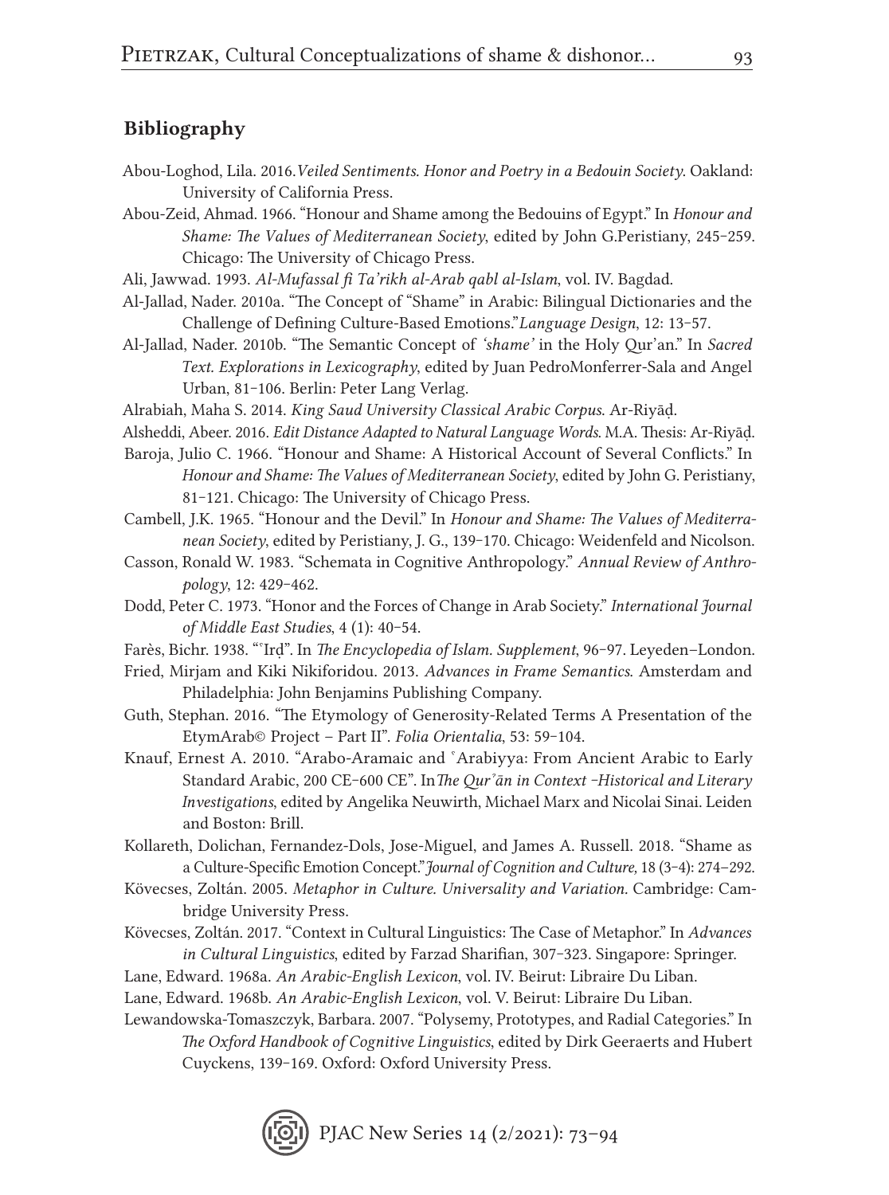## Bibliography

Abou-Loghod, Lila. 2016.*Veiled Sentiments. Honor and Poetry in a Bedouin Society*. Oakland: University of California Press.

Abou-Zeid, Ahmad. 1966. "Honour and Shame among the Bedouins of Egypt." In *Honour and Shame: The Values of Mediterranean Society*, edited by John G.Peristiany, 245–259. Chicago: The University of Chicago Press.

Ali, Jawwad. 1993. *Al-Mufassal fi Ta'rikh al-Arab qabl al-Islam*, vol. IV. Bagdad.

Al-Jallad, Nader. 2010a. "The Concept of "Shame" in Arabic: Bilingual Dictionaries and the Challenge of Defining Culture-Based Emotions."*Language Design*, 12: 13–57.

Al-Jallad, Nader. 2010b. "The Semantic Concept of *'shame'* in the Holy Qur'an." In *Sacred Text. Explorations in Lexicography*, edited by Juan PedroMonferrer-Sala and Angel Urban, 81–106. Berlin: Peter Lang Verlag.

Alrabiah, Maha S. 2014. *King Saud University Classical Arabic Corpus*. Ar-Riyāḍ.

Alsheddi, Abeer. 2016. *Edit Distance Adapted to Natural Language Words*. M.A. Thesis: Ar-Riyāḍ.

Baroja, Julio C. 1966. "Honour and Shame: A Historical Account of Several Conflicts." In *Honour and Shame: The Values of Mediterranean Society*, edited by John G. Peristiany, 81–121. Chicago: The University of Chicago Press.

Cambell, J.K. 1965. "Honour and the Devil." In *Honour and Shame: The Values of Mediterranean Society*, edited by Peristiany, J. G., 139–170. Chicago: Weidenfeld and Nicolson.

Casson, Ronald W. 1983. "Schemata in Cognitive Anthropology." *Annual Review of Anthropology*, 12: 429–462.

Dodd, Peter C. 1973. "Honor and the Forces of Change in Arab Society." *International Journal of Middle East Studies*, 4 (1): 40–54.

Farès, Bichr. 1938. "ʿIrḍ". In *The Encyclopedia of Islam. Supplement*, 96–97. Leyeden–London.

Fried, Mirjam and Kiki Nikiforidou. 2013. *Advances in Frame Semantics*. Amsterdam and Philadelphia: John Benjamins Publishing Company.

Guth, Stephan. 2016. "The Etymology of Generosity-Related Terms A Presentation of the EtymArab© Project – Part II". *Folia Orientalia*, 53: 59–104.

Knauf, Ernest A. 2010. "Arabo-Aramaic and ʿArabiyya: From Ancient Arabic to Early Standard Arabic, 200 CE–600 CE". In*The Qurʾān in Context –Historical and Literary Investigations*, edited by Angelika Neuwirth, Michael Marx and Nicolai Sinai. Leiden and Boston: Brill.

Kollareth, Dolichan, Fernandez-Dols, Jose-Miguel, and James A. Russell. 2018. "Shame as a Culture-Specific Emotion Concept."*Journal of Cognition and Culture*, 18 (3–4): 274–292.

Kövecses, Zoltán. 2005. *Metaphor in Culture. Universality and Variation*. Cambridge: Cambridge University Press.

Kövecses, Zoltán. 2017. "Context in Cultural Linguistics: The Case of Metaphor." In *Advances in Cultural Linguistics*, edited by Farzad Sharifian, 307–323. Singapore: Springer.

Lane, Edward. 1968a. *An Arabic-English Lexicon*, vol. IV. Beirut: Libraire Du Liban.

Lane, Edward. 1968b. *An Arabic-English Lexicon*, vol. V. Beirut: Libraire Du Liban.

Lewandowska-Tomaszczyk, Barbara. 2007. "Polysemy, Prototypes, and Radial Categories." In *The Oxford Handbook of Cognitive Linguistics*, edited by Dirk Geeraerts and Hubert Cuyckens, 139–169. Oxford: Oxford University Press.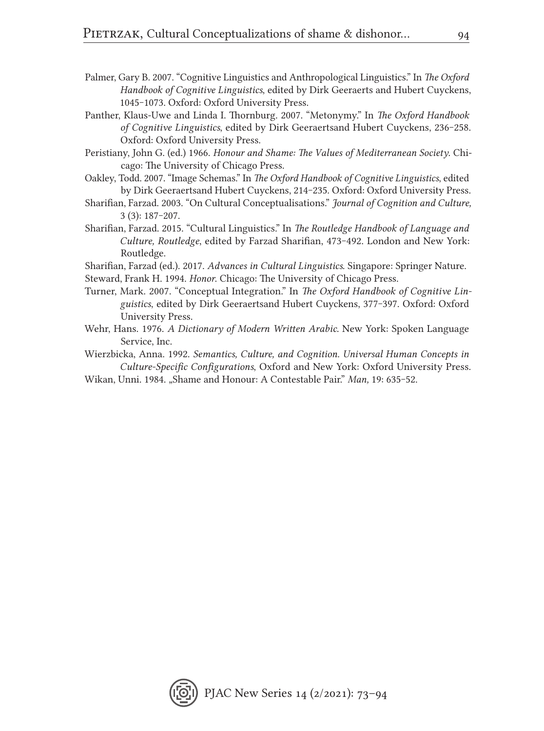Palmer, Gary B. 2007. "Cognitive Linguistics and Anthropological Linguistics." In *The Oxford Handbook of Cognitive Linguistics*, edited by Dirk Geeraerts and Hubert Cuyckens, 1045–1073. Oxford: Oxford University Press.

Panther, Klaus-Uwe and Linda I. Thornburg. 2007. "Metonymy." In *The Oxford Handbook of Cognitive Linguistics*, edited by Dirk Geeraertsand Hubert Cuyckens, 236–258. Oxford: Oxford University Press.

Peristiany, John G. (ed.) 1966. *Honour and Shame: The Values of Mediterranean Society*. Chicago: The University of Chicago Press.

Oakley, Todd. 2007. "Image Schemas." In *The Oxford Handbook of Cognitive Linguistics*, edited by Dirk Geeraertsand Hubert Cuyckens, 214–235. Oxford: Oxford University Press.

Sharifian, Farzad. 2003. "On Cultural Conceptualisations." *Journal of Cognition and Culture,* 3 (3): 187–207.

Sharifian, Farzad. 2015. "Cultural Linguistics." In *The Routledge Handbook of Language and Culture, Routledge*, edited by Farzad Sharifian, 473–492. London and New York: Routledge.

Sharifian, Farzad (ed.). 2017. *Advances in Cultural Linguistics*. Singapore: Springer Nature.

Steward, Frank H. 1994. *Honor*. Chicago: The University of Chicago Press.

Turner, Mark. 2007. "Conceptual Integration." In *The Oxford Handbook of Cognitive Linguistics*, edited by Dirk Geeraertsand Hubert Cuyckens, 377–397. Oxford: Oxford University Press.

Wehr, Hans. 1976. *A Dictionary of Modern Written Arabic*. New York: Spoken Language Service, Inc.

Wierzbicka, Anna. 1992. *Semantics, Culture, and Cognition. Universal Human Concepts in Culture-Specific Configurations*, Oxford and New York: Oxford University Press.

Wikan, Unni. 1984. „Shame and Honour: A Contestable Pair." *Man,* 19: 635–52.